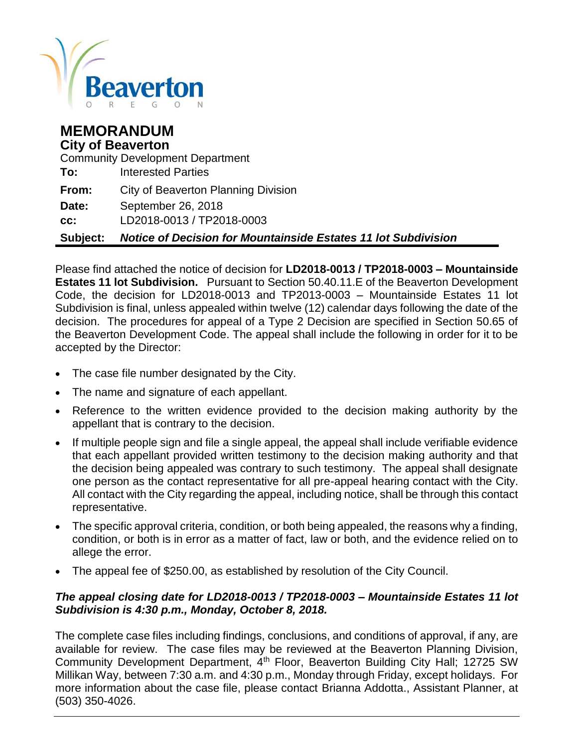Beaverton
OREGON

# MEMORANDUM
## City of Beaverton

Community Development Department

**To:** Interested Parties

**From:** City of Beaverton Planning Division

**Date:** September 26, 2018

**cc:** LD2018-0013 / TP2018-0003

**Subject:** ***Notice of Decision for Mountainside Estates 11 lot Subdivision***

---

Please find attached the notice of decision for **LD2018-0013 / TP2018-0003 – Mountainside Estates 11 lot Subdivision.** Pursuant to Section 50.40.11.E of the Beaverton Development Code, the decision for LD2018-0013 and TP2013-0003 – Mountainside Estates 11 lot Subdivision is final, unless appealed within twelve (12) calendar days following the date of the decision. The procedures for appeal of a Type 2 Decision are specified in Section 50.65 of the Beaverton Development Code. The appeal shall include the following in order for it to be accepted by the Director:

- The case file number designated by the City.
- The name and signature of each appellant.
- Reference to the written evidence provided to the decision making authority by the appellant that is contrary to the decision.
- If multiple people sign and file a single appeal, the appeal shall include verifiable evidence that each appellant provided written testimony to the decision making authority and that the decision being appealed was contrary to such testimony. The appeal shall designate one person as the contact representative for all pre-appeal hearing contact with the City. All contact with the City regarding the appeal, including notice, shall be through this contact representative.
- The specific approval criteria, condition, or both being appealed, the reasons why a finding, condition, or both is in error as a matter of fact, law or both, and the evidence relied on to allege the error.
- The appeal fee of $250.00, as established by resolution of the City Council.

***The appeal closing date for LD2018-0013 / TP2018-0003 – Mountainside Estates 11 lot Subdivision is 4:30 p.m., Monday, October 8, 2018.***

The complete case files including findings, conclusions, and conditions of approval, if any, are available for review. The case files may be reviewed at the Beaverton Planning Division, Community Development Department, 4th Floor, Beaverton Building City Hall; 12725 SW Millikan Way, between 7:30 a.m. and 4:30 p.m., Monday through Friday, except holidays. For more information about the case file, please contact Brianna Addotta., Assistant Planner, at (503) 350-4026.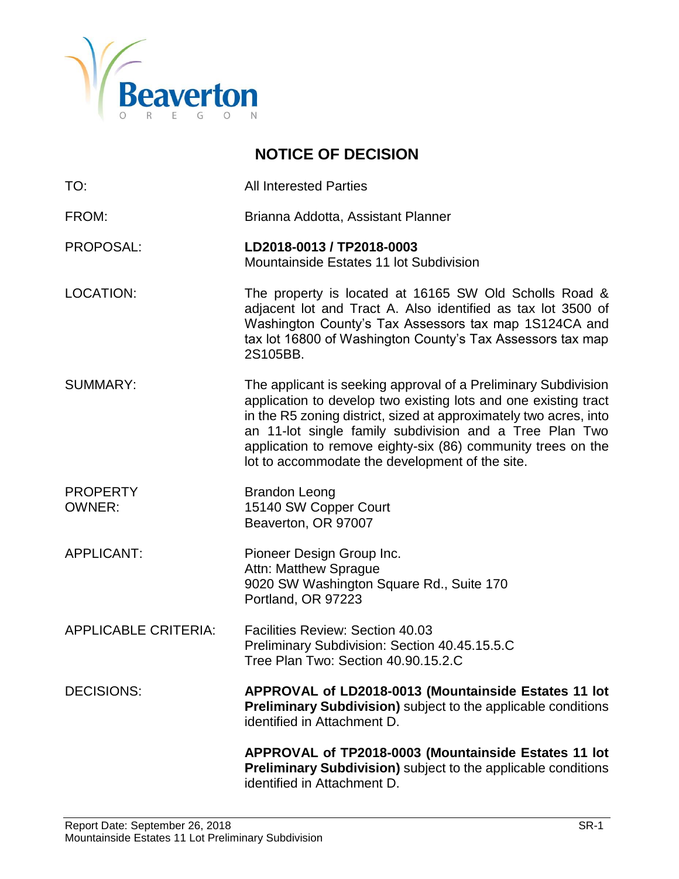Beaverton

OREGON

# NOTICE OF DECISION

| | |
|---|---|
| TO: | All Interested Parties |
| FROM: | Brianna Addotta, Assistant Planner |
| PROPOSAL: | **LD2018-0013 / TP2018-0003**<br>Mountainside Estates 11 lot Subdivision |
| LOCATION: | The property is located at 16165 SW Old Scholls Road & adjacent lot and Tract A. Also identified as tax lot 3500 of Washington County's Tax Assessors tax map 1S124CA and tax lot 16800 of Washington County's Tax Assessors tax map 2S105BB. |
| SUMMARY: | The applicant is seeking approval of a Preliminary Subdivision application to develop two existing lots and one existing tract in the R5 zoning district, sized at approximately two acres, into an 11-lot single family subdivision and a Tree Plan Two application to remove eighty-six (86) community trees on the lot to accommodate the development of the site. |
| PROPERTY OWNER: | Brandon Leong<br>15140 SW Copper Court<br>Beaverton, OR 97007 |
| APPLICANT: | Pioneer Design Group Inc.<br>Attn: Matthew Sprague<br>9020 SW Washington Square Rd., Suite 170<br>Portland, OR 97223 |
| APPLICABLE CRITERIA: | Facilities Review: Section 40.03<br>Preliminary Subdivision: Section 40.45.15.5.C<br>Tree Plan Two: Section 40.90.15.2.C |
| DECISIONS: | **APPROVAL of LD2018-0013 (Mountainside Estates 11 lot Preliminary Subdivision)** subject to the applicable conditions identified in Attachment D.<br><br>**APPROVAL of TP2018-0003 (Mountainside Estates 11 lot Preliminary Subdivision)** subject to the applicable conditions identified in Attachment D. |

Report Date: September 26, 2018
Mountainside Estates 11 Lot Preliminary Subdivision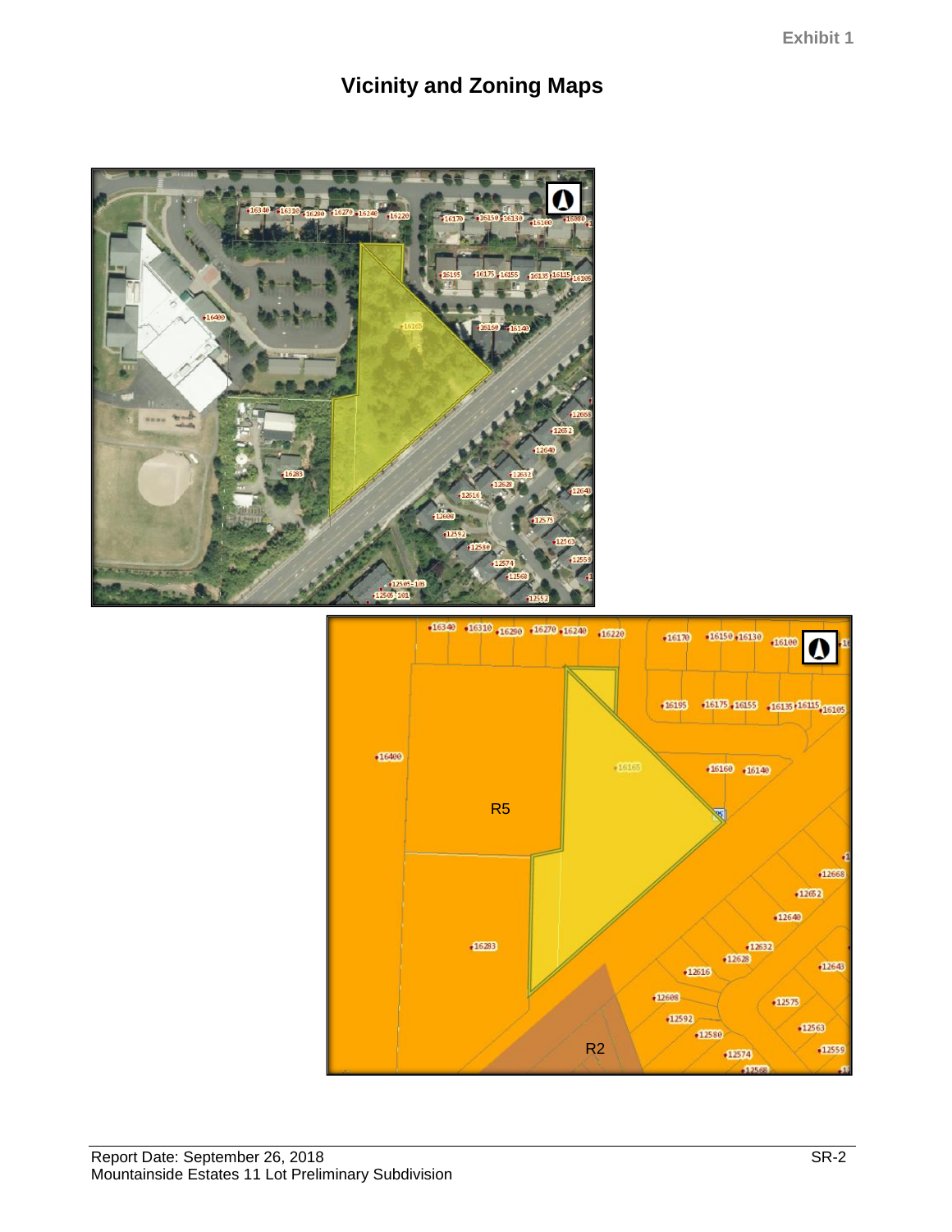Exhibit 1

# Vicinity and Zoning Maps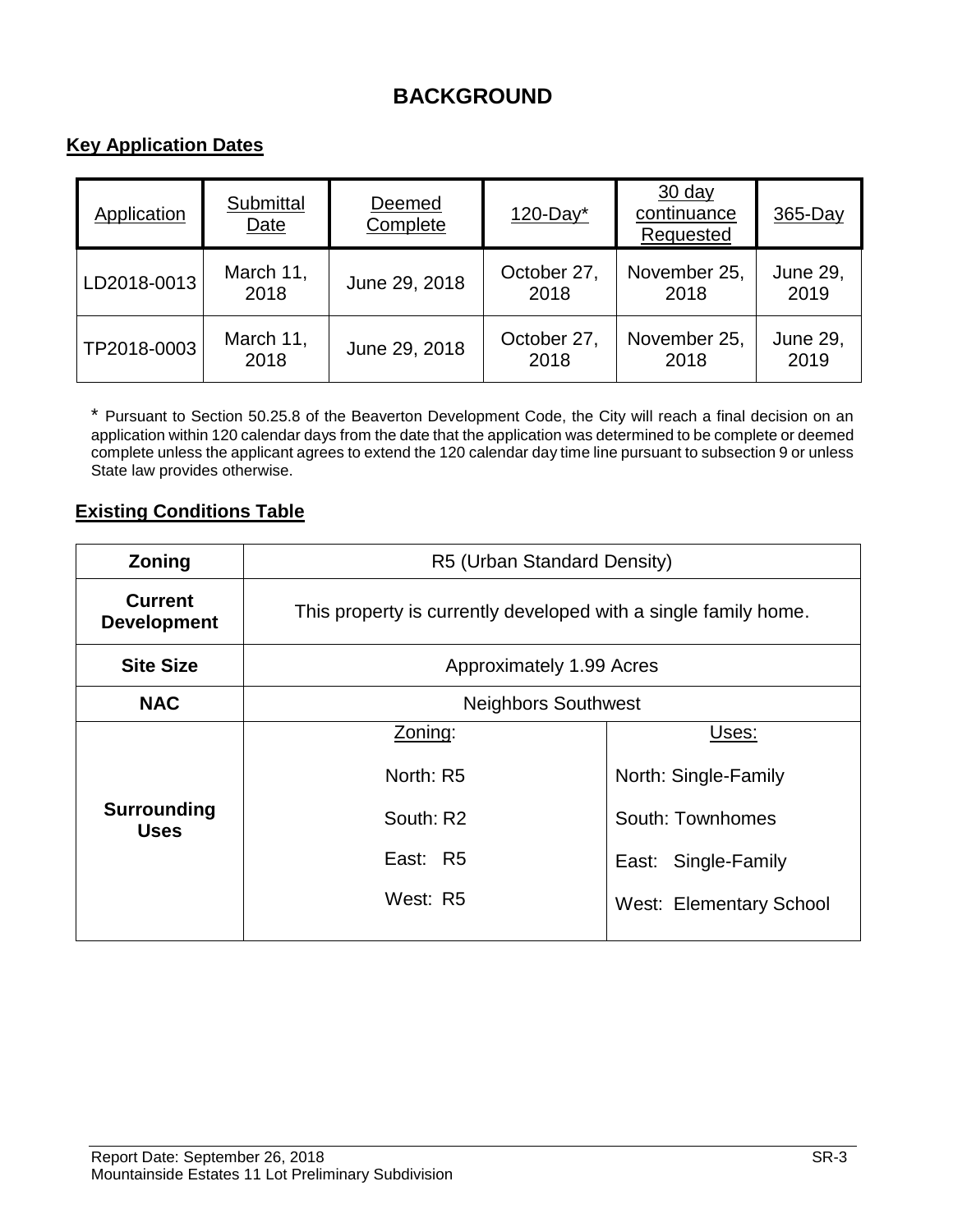# BACKGROUND

## Key Application Dates

| Application | Submittal Date | Deemed Complete | 120-Day* | 30 day continuance Requested | 365-Day |
|---|---|---|---|---|---|
| LD2018-0013 | March 11, 2018 | June 29, 2018 | October 27, 2018 | November 25, 2018 | June 29, 2019 |
| TP2018-0003 | March 11, 2018 | June 29, 2018 | October 27, 2018 | November 25, 2018 | June 29, 2019 |

* Pursuant to Section 50.25.8 of the Beaverton Development Code, the City will reach a final decision on an application within 120 calendar days from the date that the application was determined to be complete or deemed complete unless the applicant agrees to extend the 120 calendar day time line pursuant to subsection 9 or unless State law provides otherwise.

## Existing Conditions Table

| **Zoning** | R5 (Urban Standard Density) | |
|---|---|---|
| **Current Development** | This property is currently developed with a single family home. | |
| **Site Size** | Approximately 1.99 Acres | |
| **NAC** | Neighbors Southwest | |
| **Surrounding Uses** | Zoning: | Uses: |
| | North: R5 | North: Single-Family |
| | South: R2 | South: Townhomes |
| | East: R5 | East: Single-Family |
| | West: R5 | West: Elementary School |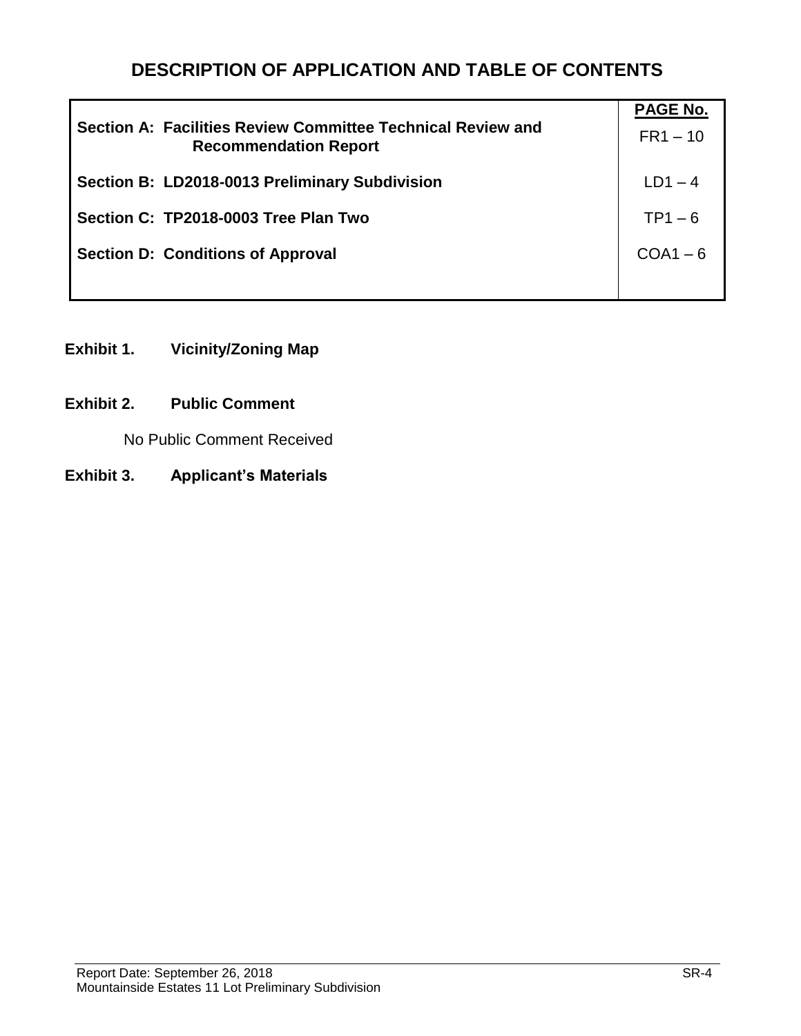# DESCRIPTION OF APPLICATION AND TABLE OF CONTENTS

| | **PAGE No.** |
|---|---|
| **Section A: Facilities Review Committee Technical Review and Recommendation Report** | FR1 – 10 |
| **Section B: LD2018-0013 Preliminary Subdivision** | LD1 – 4 |
| **Section C: TP2018-0003 Tree Plan Two** | TP1 – 6 |
| **Section D: Conditions of Approval** | COA1 – 6 |

**Exhibit 1. Vicinity/Zoning Map**

**Exhibit 2. Public Comment**

No Public Comment Received

**Exhibit 3. Applicant's Materials**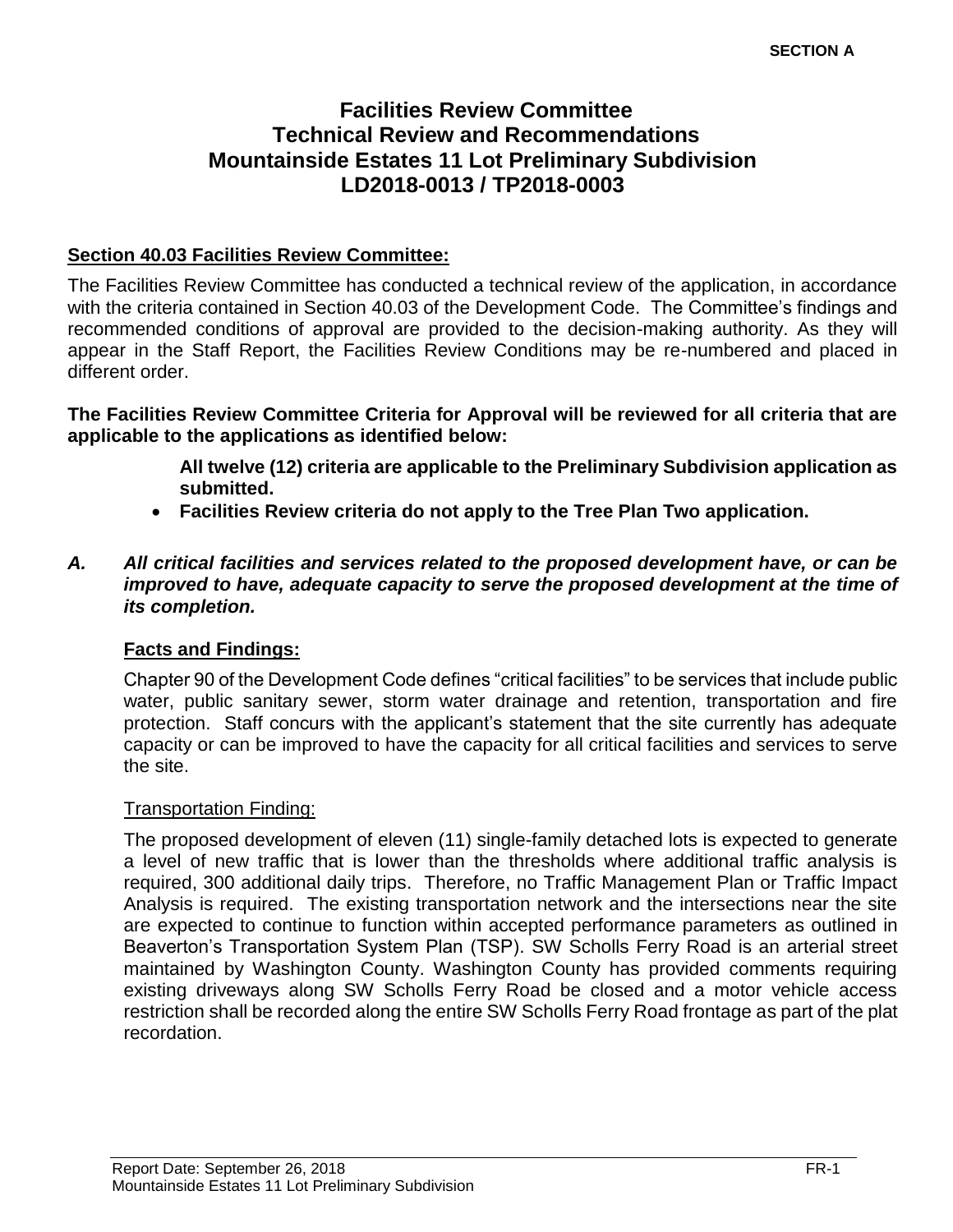SECTION A

# Facilities Review Committee
# Technical Review and Recommendations
# Mountainside Estates 11 Lot Preliminary Subdivision
# LD2018-0013 / TP2018-0003

**Section 40.03 Facilities Review Committee:**

The Facilities Review Committee has conducted a technical review of the application, in accordance with the criteria contained in Section 40.03 of the Development Code. The Committee's findings and recommended conditions of approval are provided to the decision-making authority. As they will appear in the Staff Report, the Facilities Review Conditions may be re-numbered and placed in different order.

**The Facilities Review Committee Criteria for Approval will be reviewed for all criteria that are applicable to the applications as identified below:**

**All twelve (12) criteria are applicable to the Preliminary Subdivision application as submitted.**

- **Facilities Review criteria do not apply to the Tree Plan Two application.**

***A. All critical facilities and services related to the proposed development have, or can be improved to have, adequate capacity to serve the proposed development at the time of its completion.***

**Facts and Findings:**

Chapter 90 of the Development Code defines "critical facilities" to be services that include public water, public sanitary sewer, storm water drainage and retention, transportation and fire protection. Staff concurs with the applicant's statement that the site currently has adequate capacity or can be improved to have the capacity for all critical facilities and services to serve the site.

Transportation Finding:

The proposed development of eleven (11) single-family detached lots is expected to generate a level of new traffic that is lower than the thresholds where additional traffic analysis is required, 300 additional daily trips. Therefore, no Traffic Management Plan or Traffic Impact Analysis is required. The existing transportation network and the intersections near the site are expected to continue to function within accepted performance parameters as outlined in Beaverton's Transportation System Plan (TSP). SW Scholls Ferry Road is an arterial street maintained by Washington County. Washington County has provided comments requiring existing driveways along SW Scholls Ferry Road be closed and a motor vehicle access restriction shall be recorded along the entire SW Scholls Ferry Road frontage as part of the plat recordation.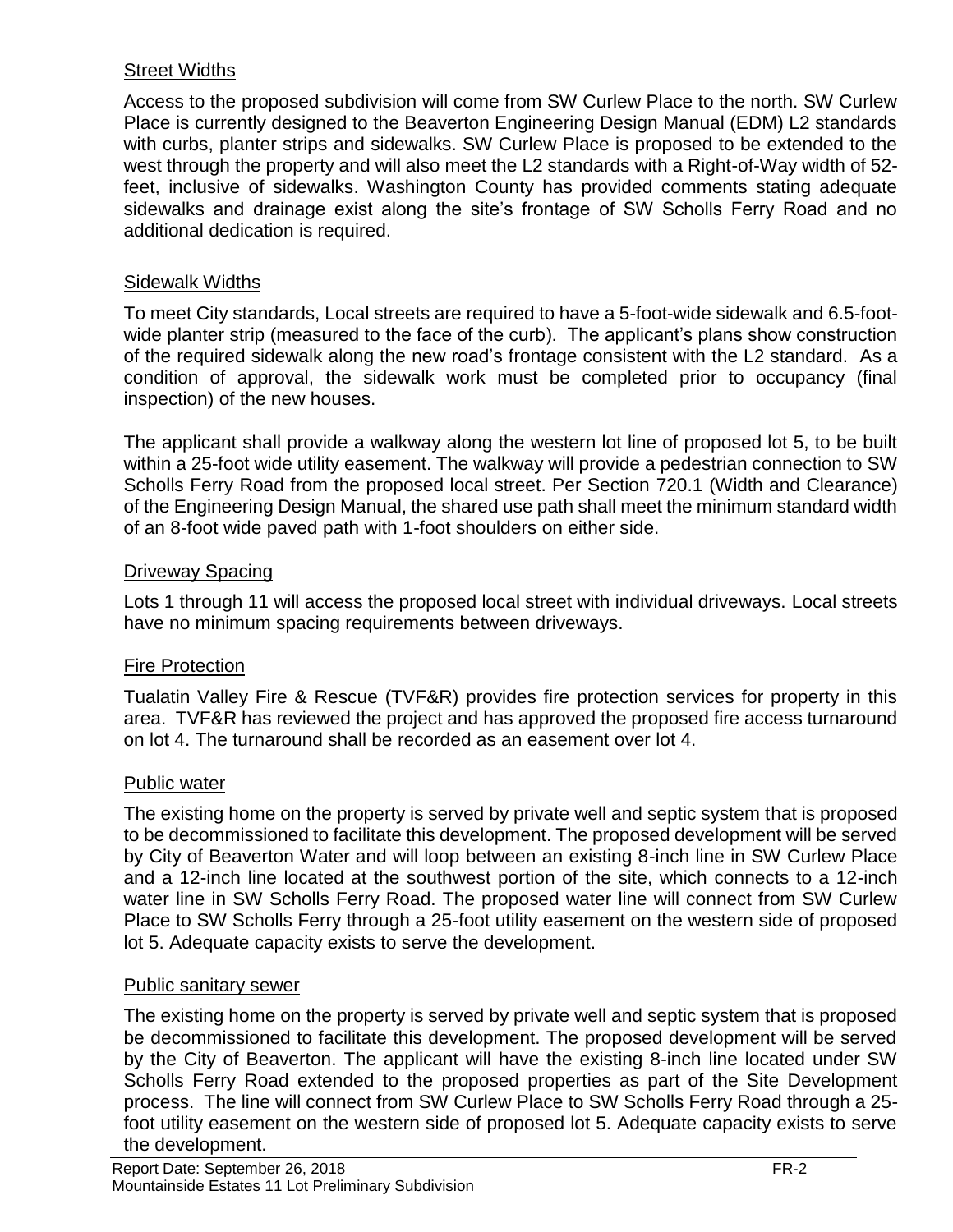### Street Widths

Access to the proposed subdivision will come from SW Curlew Place to the north. SW Curlew Place is currently designed to the Beaverton Engineering Design Manual (EDM) L2 standards with curbs, planter strips and sidewalks. SW Curlew Place is proposed to be extended to the west through the property and will also meet the L2 standards with a Right-of-Way width of 52-feet, inclusive of sidewalks. Washington County has provided comments stating adequate sidewalks and drainage exist along the site's frontage of SW Scholls Ferry Road and no additional dedication is required.

### Sidewalk Widths

To meet City standards, Local streets are required to have a 5-foot-wide sidewalk and 6.5-foot-wide planter strip (measured to the face of the curb). The applicant's plans show construction of the required sidewalk along the new road's frontage consistent with the L2 standard. As a condition of approval, the sidewalk work must be completed prior to occupancy (final inspection) of the new houses.

The applicant shall provide a walkway along the western lot line of proposed lot 5, to be built within a 25-foot wide utility easement. The walkway will provide a pedestrian connection to SW Scholls Ferry Road from the proposed local street. Per Section 720.1 (Width and Clearance) of the Engineering Design Manual, the shared use path shall meet the minimum standard width of an 8-foot wide paved path with 1-foot shoulders on either side.

### Driveway Spacing

Lots 1 through 11 will access the proposed local street with individual driveways. Local streets have no minimum spacing requirements between driveways.

### Fire Protection

Tualatin Valley Fire & Rescue (TVF&R) provides fire protection services for property in this area. TVF&R has reviewed the project and has approved the proposed fire access turnaround on lot 4. The turnaround shall be recorded as an easement over lot 4.

### Public water

The existing home on the property is served by private well and septic system that is proposed to be decommissioned to facilitate this development. The proposed development will be served by City of Beaverton Water and will loop between an existing 8-inch line in SW Curlew Place and a 12-inch line located at the southwest portion of the site, which connects to a 12-inch water line in SW Scholls Ferry Road. The proposed water line will connect from SW Curlew Place to SW Scholls Ferry through a 25-foot utility easement on the western side of proposed lot 5. Adequate capacity exists to serve the development.

### Public sanitary sewer

The existing home on the property is served by private well and septic system that is proposed be decommissioned to facilitate this development. The proposed development will be served by the City of Beaverton. The applicant will have the existing 8-inch line located under SW Scholls Ferry Road extended to the proposed properties as part of the Site Development process. The line will connect from SW Curlew Place to SW Scholls Ferry Road through a 25-foot utility easement on the western side of proposed lot 5. Adequate capacity exists to serve the development.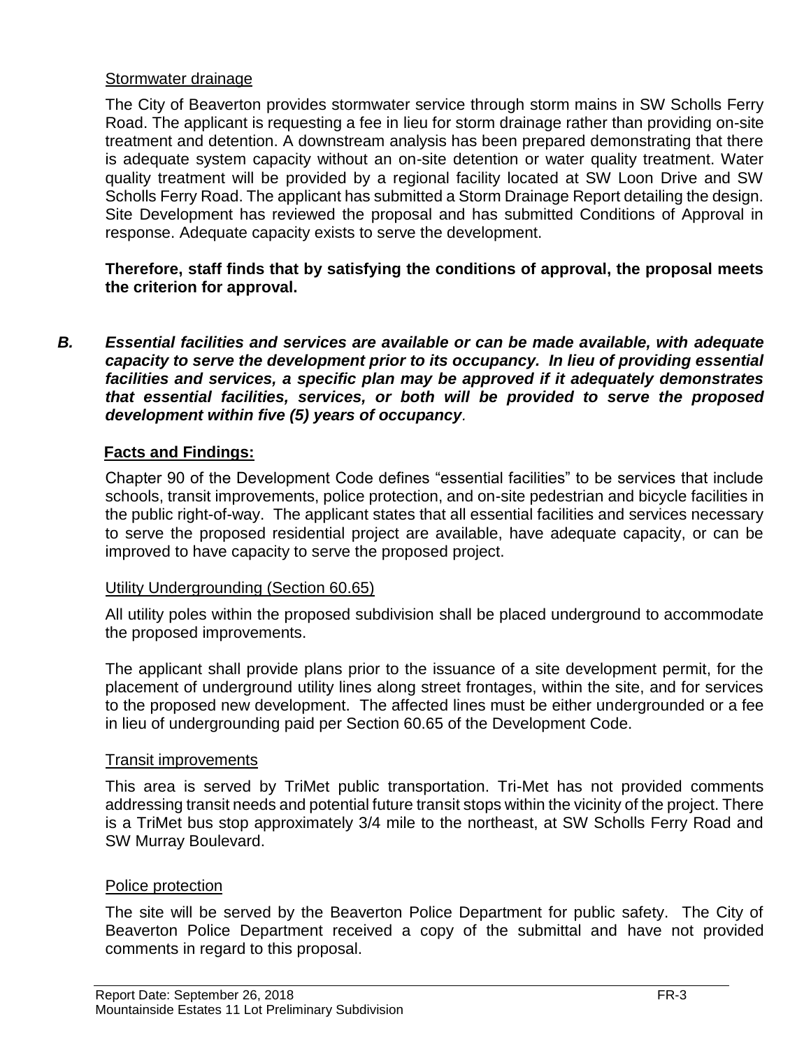Stormwater drainage

The City of Beaverton provides stormwater service through storm mains in SW Scholls Ferry Road. The applicant is requesting a fee in lieu for storm drainage rather than providing on-site treatment and detention. A downstream analysis has been prepared demonstrating that there is adequate system capacity without an on-site detention or water quality treatment. Water quality treatment will be provided by a regional facility located at SW Loon Drive and SW Scholls Ferry Road. The applicant has submitted a Storm Drainage Report detailing the design. Site Development has reviewed the proposal and has submitted Conditions of Approval in response. Adequate capacity exists to serve the development.

**Therefore, staff finds that by satisfying the conditions of approval, the proposal meets the criterion for approval.**

***B. Essential facilities and services are available or can be made available, with adequate capacity to serve the development prior to its occupancy. In lieu of providing essential facilities and services, a specific plan may be approved if it adequately demonstrates that essential facilities, services, or both will be provided to serve the proposed development within five (5) years of occupancy.***

**Facts and Findings:**

Chapter 90 of the Development Code defines "essential facilities" to be services that include schools, transit improvements, police protection, and on-site pedestrian and bicycle facilities in the public right-of-way. The applicant states that all essential facilities and services necessary to serve the proposed residential project are available, have adequate capacity, or can be improved to have capacity to serve the proposed project.

Utility Undergrounding (Section 60.65)

All utility poles within the proposed subdivision shall be placed underground to accommodate the proposed improvements.

The applicant shall provide plans prior to the issuance of a site development permit, for the placement of underground utility lines along street frontages, within the site, and for services to the proposed new development. The affected lines must be either undergrounded or a fee in lieu of undergrounding paid per Section 60.65 of the Development Code.

Transit improvements

This area is served by TriMet public transportation. Tri-Met has not provided comments addressing transit needs and potential future transit stops within the vicinity of the project. There is a TriMet bus stop approximately 3/4 mile to the northeast, at SW Scholls Ferry Road and SW Murray Boulevard.

Police protection

The site will be served by the Beaverton Police Department for public safety. The City of Beaverton Police Department received a copy of the submittal and have not provided comments in regard to this proposal.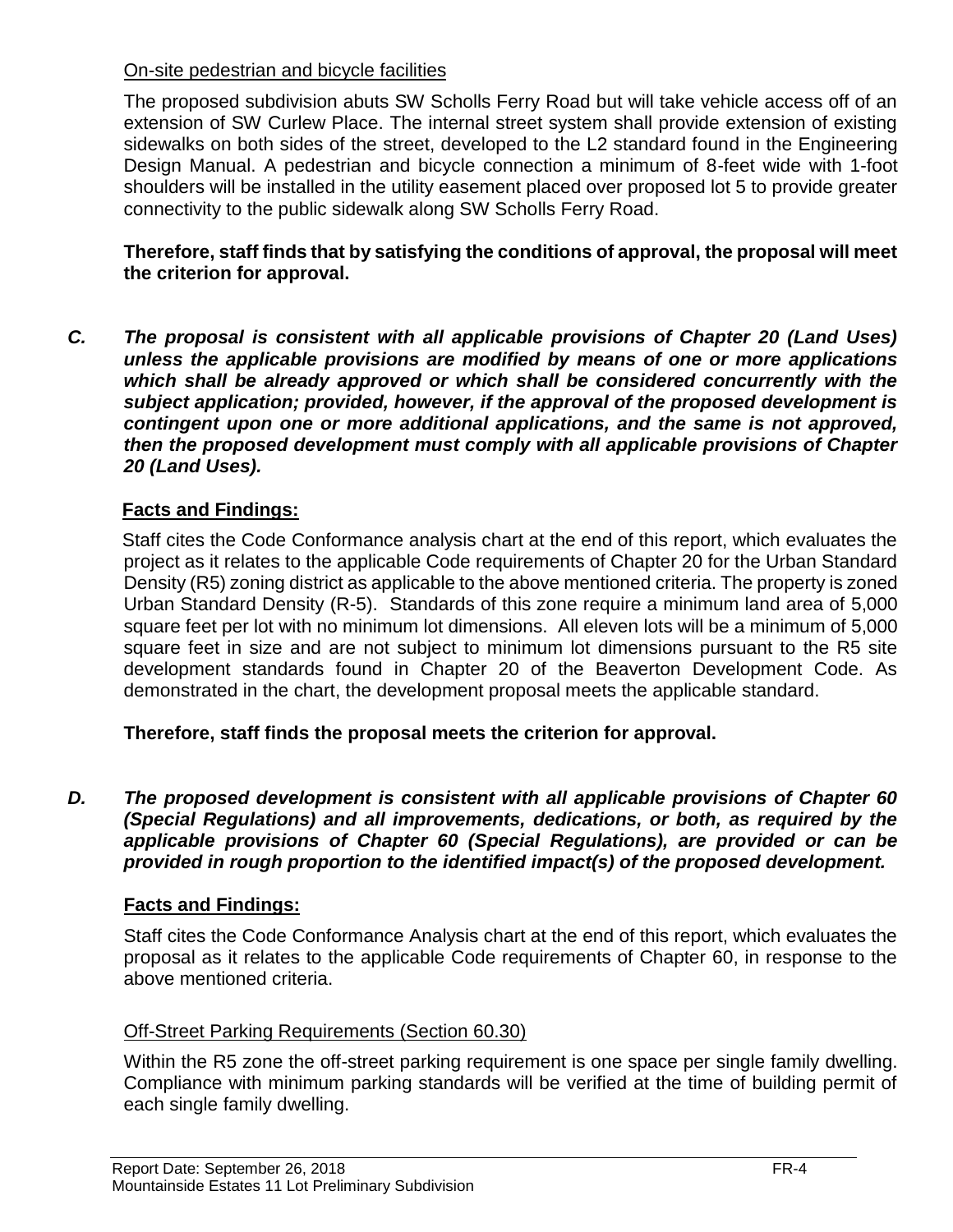On-site pedestrian and bicycle facilities

The proposed subdivision abuts SW Scholls Ferry Road but will take vehicle access off of an extension of SW Curlew Place. The internal street system shall provide extension of existing sidewalks on both sides of the street, developed to the L2 standard found in the Engineering Design Manual. A pedestrian and bicycle connection a minimum of 8-feet wide with 1-foot shoulders will be installed in the utility easement placed over proposed lot 5 to provide greater connectivity to the public sidewalk along SW Scholls Ferry Road.

**Therefore, staff finds that by satisfying the conditions of approval, the proposal will meet the criterion for approval.**

***C. The proposal is consistent with all applicable provisions of Chapter 20 (Land Uses) unless the applicable provisions are modified by means of one or more applications which shall be already approved or which shall be considered concurrently with the subject application; provided, however, if the approval of the proposed development is contingent upon one or more additional applications, and the same is not approved, then the proposed development must comply with all applicable provisions of Chapter 20 (Land Uses).***

**Facts and Findings:**

Staff cites the Code Conformance analysis chart at the end of this report, which evaluates the project as it relates to the applicable Code requirements of Chapter 20 for the Urban Standard Density (R5) zoning district as applicable to the above mentioned criteria. The property is zoned Urban Standard Density (R-5). Standards of this zone require a minimum land area of 5,000 square feet per lot with no minimum lot dimensions. All eleven lots will be a minimum of 5,000 square feet in size and are not subject to minimum lot dimensions pursuant to the R5 site development standards found in Chapter 20 of the Beaverton Development Code. As demonstrated in the chart, the development proposal meets the applicable standard.

**Therefore, staff finds the proposal meets the criterion for approval.**

***D. The proposed development is consistent with all applicable provisions of Chapter 60 (Special Regulations) and all improvements, dedications, or both, as required by the applicable provisions of Chapter 60 (Special Regulations), are provided or can be provided in rough proportion to the identified impact(s) of the proposed development.***

**Facts and Findings:**

Staff cites the Code Conformance Analysis chart at the end of this report, which evaluates the proposal as it relates to the applicable Code requirements of Chapter 60, in response to the above mentioned criteria.

Off-Street Parking Requirements (Section 60.30)

Within the R5 zone the off-street parking requirement is one space per single family dwelling. Compliance with minimum parking standards will be verified at the time of building permit of each single family dwelling.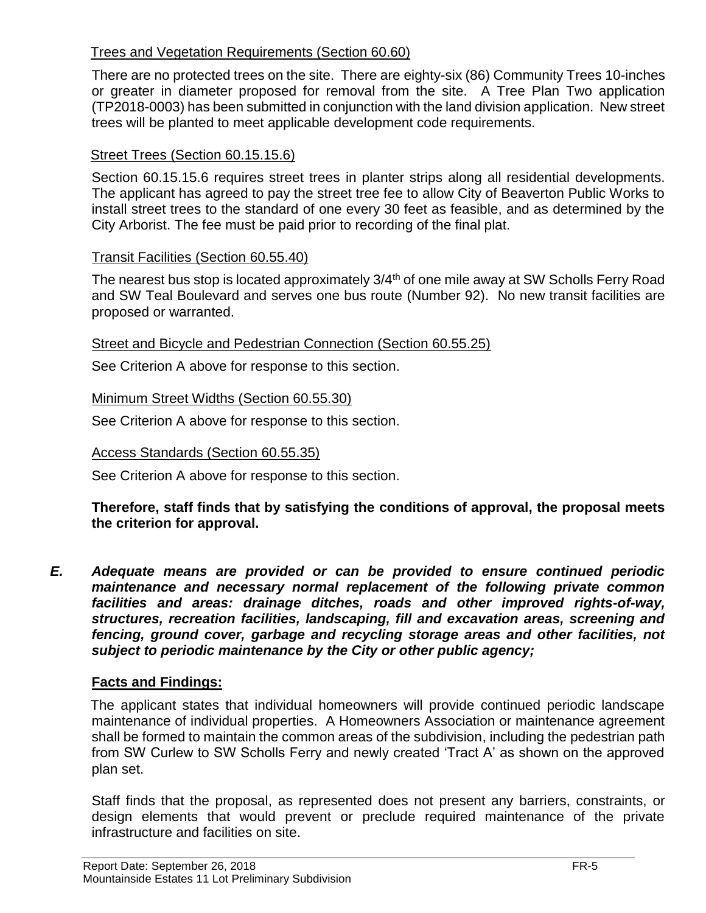Trees and Vegetation Requirements (Section 60.60)

There are no protected trees on the site. There are eighty-six (86) Community Trees 10-inches or greater in diameter proposed for removal from the site. A Tree Plan Two application (TP2018-0003) has been submitted in conjunction with the land division application. New street trees will be planted to meet applicable development code requirements.

Street Trees (Section 60.15.15.6)

Section 60.15.15.6 requires street trees in planter strips along all residential developments. The applicant has agreed to pay the street tree fee to allow City of Beaverton Public Works to install street trees to the standard of one every 30 feet as feasible, and as determined by the City Arborist. The fee must be paid prior to recording of the final plat.

Transit Facilities (Section 60.55.40)

The nearest bus stop is located approximately 3/4th of one mile away at SW Scholls Ferry Road and SW Teal Boulevard and serves one bus route (Number 92). No new transit facilities are proposed or warranted.

Street and Bicycle and Pedestrian Connection (Section 60.55.25)

See Criterion A above for response to this section.

Minimum Street Widths (Section 60.55.30)

See Criterion A above for response to this section.

Access Standards (Section 60.55.35)

See Criterion A above for response to this section.

**Therefore, staff finds that by satisfying the conditions of approval, the proposal meets the criterion for approval.**

***E. Adequate means are provided or can be provided to ensure continued periodic maintenance and necessary normal replacement of the following private common facilities and areas: drainage ditches, roads and other improved rights-of-way, structures, recreation facilities, landscaping, fill and excavation areas, screening and fencing, ground cover, garbage and recycling storage areas and other facilities, not subject to periodic maintenance by the City or other public agency;***

**Facts and Findings:**

The applicant states that individual homeowners will provide continued periodic landscape maintenance of individual properties. A Homeowners Association or maintenance agreement shall be formed to maintain the common areas of the subdivision, including the pedestrian path from SW Curlew to SW Scholls Ferry and newly created 'Tract A' as shown on the approved plan set.

Staff finds that the proposal, as represented does not present any barriers, constraints, or design elements that would prevent or preclude required maintenance of the private infrastructure and facilities on site.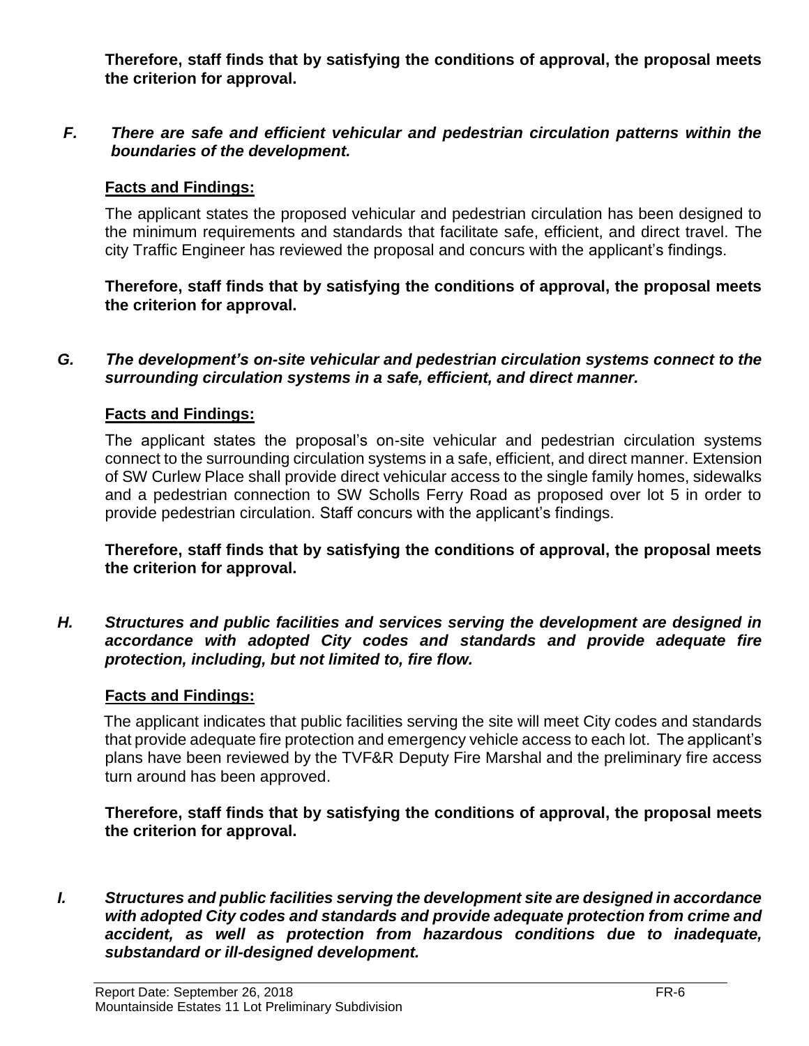**Therefore, staff finds that by satisfying the conditions of approval, the proposal meets the criterion for approval.**

***F. There are safe and efficient vehicular and pedestrian circulation patterns within the boundaries of the development.***

**Facts and Findings:**

The applicant states the proposed vehicular and pedestrian circulation has been designed to the minimum requirements and standards that facilitate safe, efficient, and direct travel. The city Traffic Engineer has reviewed the proposal and concurs with the applicant's findings.

**Therefore, staff finds that by satisfying the conditions of approval, the proposal meets the criterion for approval.**

***G. The development's on-site vehicular and pedestrian circulation systems connect to the surrounding circulation systems in a safe, efficient, and direct manner.***

**Facts and Findings:**

The applicant states the proposal's on-site vehicular and pedestrian circulation systems connect to the surrounding circulation systems in a safe, efficient, and direct manner. Extension of SW Curlew Place shall provide direct vehicular access to the single family homes, sidewalks and a pedestrian connection to SW Scholls Ferry Road as proposed over lot 5 in order to provide pedestrian circulation. Staff concurs with the applicant's findings.

**Therefore, staff finds that by satisfying the conditions of approval, the proposal meets the criterion for approval.**

***H. Structures and public facilities and services serving the development are designed in accordance with adopted City codes and standards and provide adequate fire protection, including, but not limited to, fire flow.***

**Facts and Findings:**

The applicant indicates that public facilities serving the site will meet City codes and standards that provide adequate fire protection and emergency vehicle access to each lot. The applicant's plans have been reviewed by the TVF&R Deputy Fire Marshal and the preliminary fire access turn around has been approved.

**Therefore, staff finds that by satisfying the conditions of approval, the proposal meets the criterion for approval.**

***I. Structures and public facilities serving the development site are designed in accordance with adopted City codes and standards and provide adequate protection from crime and accident, as well as protection from hazardous conditions due to inadequate, substandard or ill-designed development.***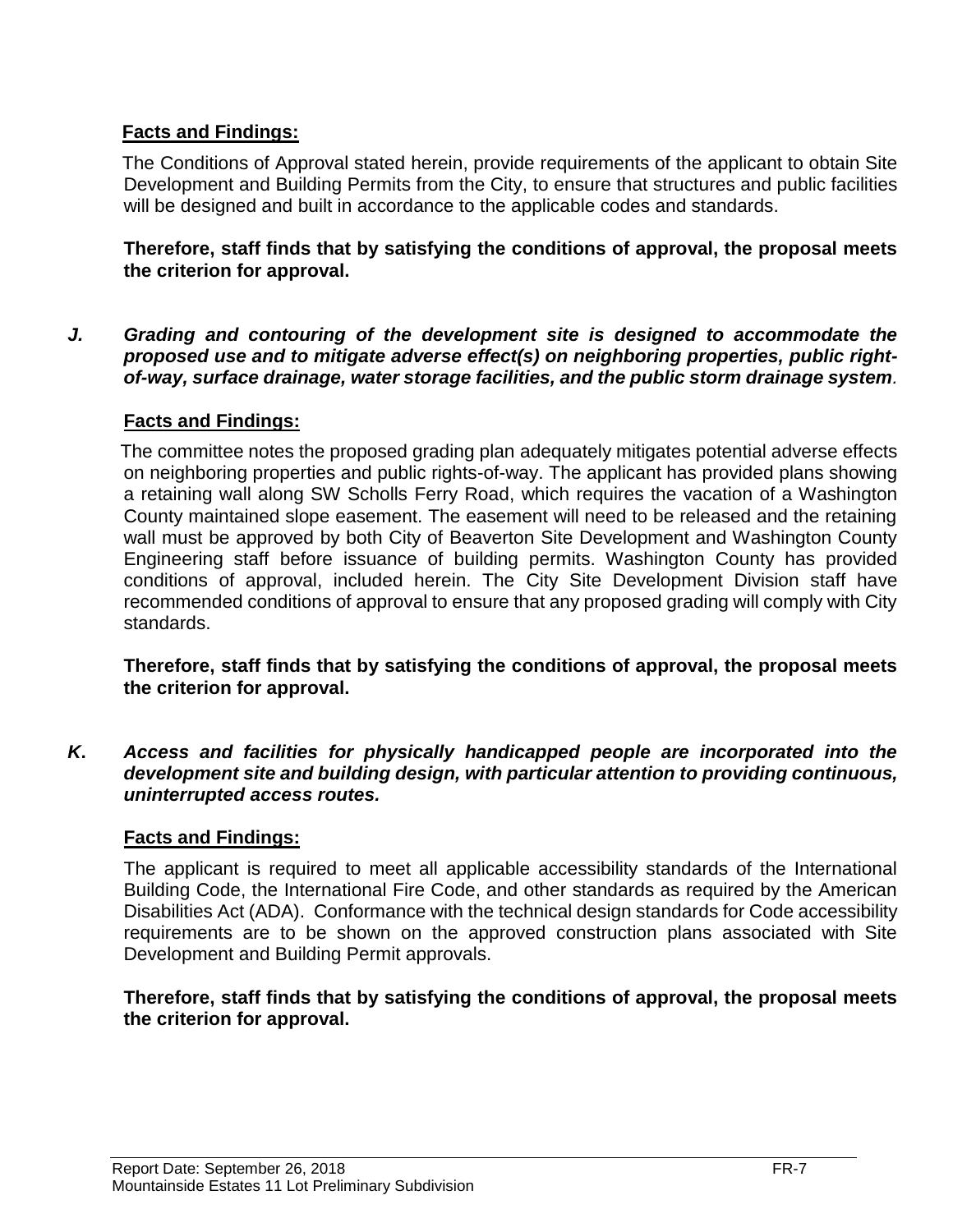**Facts and Findings:**

The Conditions of Approval stated herein, provide requirements of the applicant to obtain Site Development and Building Permits from the City, to ensure that structures and public facilities will be designed and built in accordance to the applicable codes and standards.

**Therefore, staff finds that by satisfying the conditions of approval, the proposal meets the criterion for approval.**

***J. Grading and contouring of the development site is designed to accommodate the proposed use and to mitigate adverse effect(s) on neighboring properties, public right-of-way, surface drainage, water storage facilities, and the public storm drainage system.***

**Facts and Findings:**

The committee notes the proposed grading plan adequately mitigates potential adverse effects on neighboring properties and public rights-of-way. The applicant has provided plans showing a retaining wall along SW Scholls Ferry Road, which requires the vacation of a Washington County maintained slope easement. The easement will need to be released and the retaining wall must be approved by both City of Beaverton Site Development and Washington County Engineering staff before issuance of building permits. Washington County has provided conditions of approval, included herein. The City Site Development Division staff have recommended conditions of approval to ensure that any proposed grading will comply with City standards.

**Therefore, staff finds that by satisfying the conditions of approval, the proposal meets the criterion for approval.**

***K. Access and facilities for physically handicapped people are incorporated into the development site and building design, with particular attention to providing continuous, uninterrupted access routes.***

**Facts and Findings:**

The applicant is required to meet all applicable accessibility standards of the International Building Code, the International Fire Code, and other standards as required by the American Disabilities Act (ADA). Conformance with the technical design standards for Code accessibility requirements are to be shown on the approved construction plans associated with Site Development and Building Permit approvals.

**Therefore, staff finds that by satisfying the conditions of approval, the proposal meets the criterion for approval.**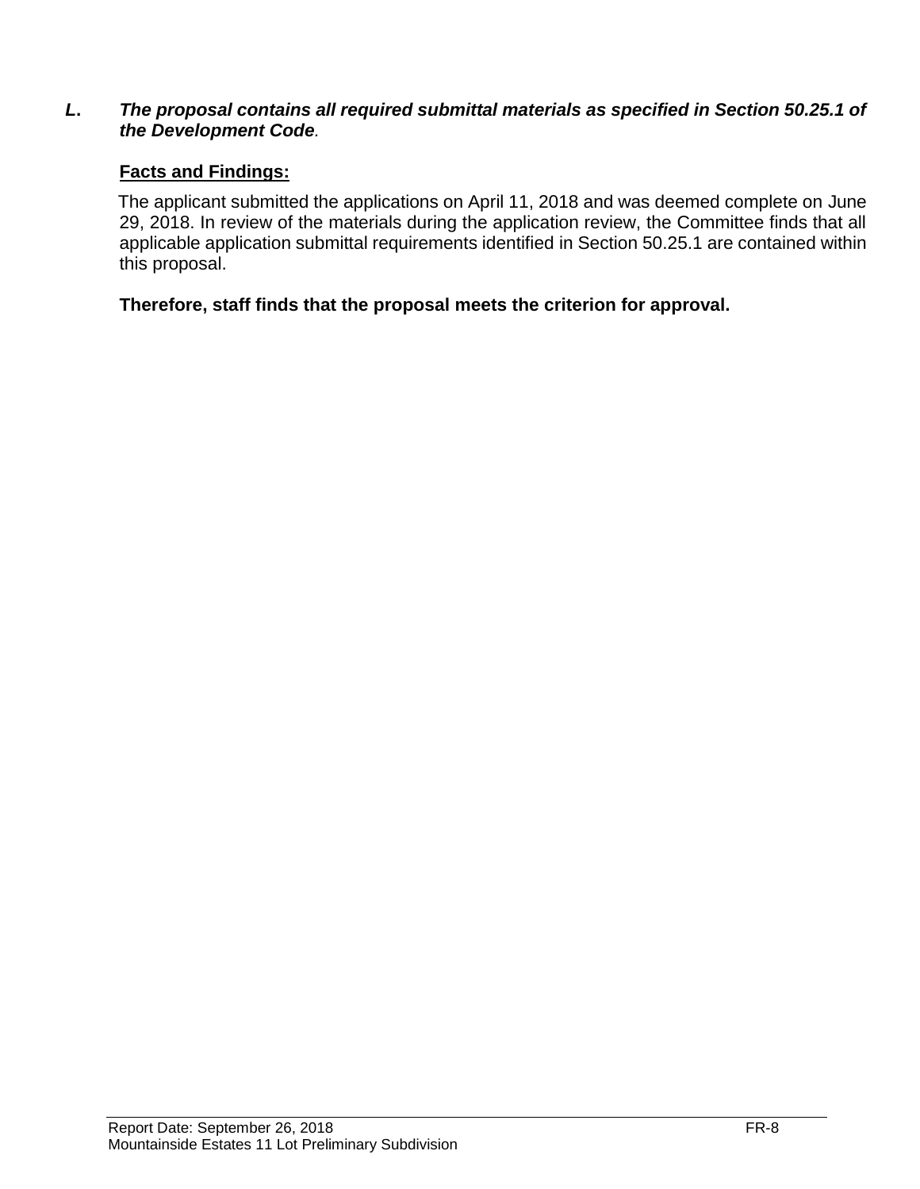***L. The proposal contains all required submittal materials as specified in Section 50.25.1 of the Development Code.***

**Facts and Findings:**

The applicant submitted the applications on April 11, 2018 and was deemed complete on June 29, 2018. In review of the materials during the application review, the Committee finds that all applicable application submittal requirements identified in Section 50.25.1 are contained within this proposal.

**Therefore, staff finds that the proposal meets the criterion for approval.**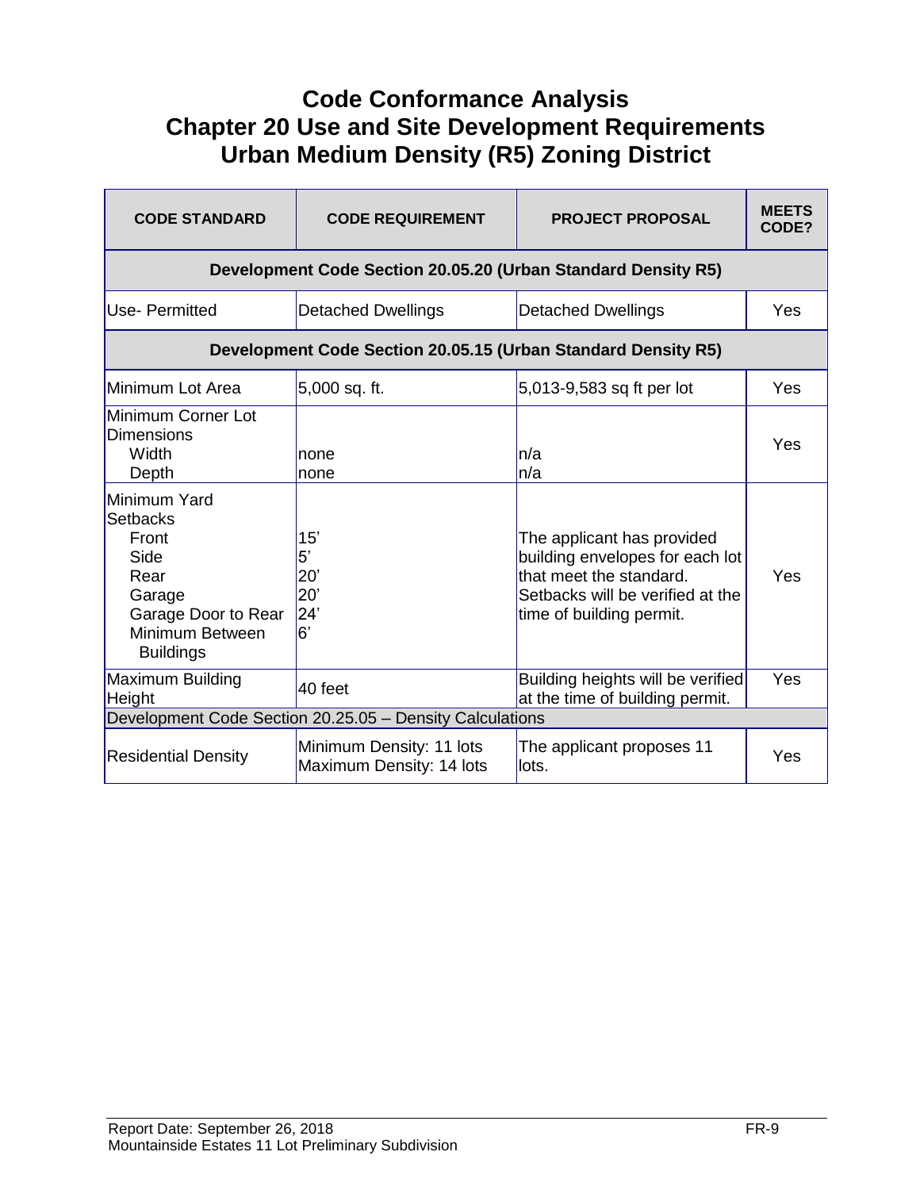# Code Conformance Analysis
# Chapter 20 Use and Site Development Requirements
# Urban Medium Density (R5) Zoning District

| CODE STANDARD | CODE REQUIREMENT | PROJECT PROPOSAL | MEETS CODE? |
|---|---|---|---|
| **Development Code Section 20.05.20 (Urban Standard Density R5)** | | | |
| Use- Permitted | Detached Dwellings | Detached Dwellings | Yes |
| **Development Code Section 20.05.15 (Urban Standard Density R5)** | | | |
| Minimum Lot Area | 5,000 sq. ft. | 5,013-9,583 sq ft per lot | Yes |
| Minimum Corner Lot Dimensions<br>Width<br>Depth | <br>none<br>none | <br>n/a<br>n/a | Yes |
| Minimum Yard Setbacks<br>Front<br>Side<br>Rear<br>Garage<br>Garage Door to Rear<br>Minimum Between Buildings | <br>15'<br>5'<br>20'<br>20'<br>24'<br>6' | The applicant has provided building envelopes for each lot that meet the standard. Setbacks will be verified at the time of building permit. | Yes |
| Maximum Building Height | 40 feet | Building heights will be verified at the time of building permit. | Yes |
| Development Code Section 20.25.05 – Density Calculations | | | |
| Residential Density | Minimum Density: 11 lots<br>Maximum Density: 14 lots | The applicant proposes 11 lots. | Yes |

Report Date: September 26, 2018
Mountainside Estates 11 Lot Preliminary Subdivision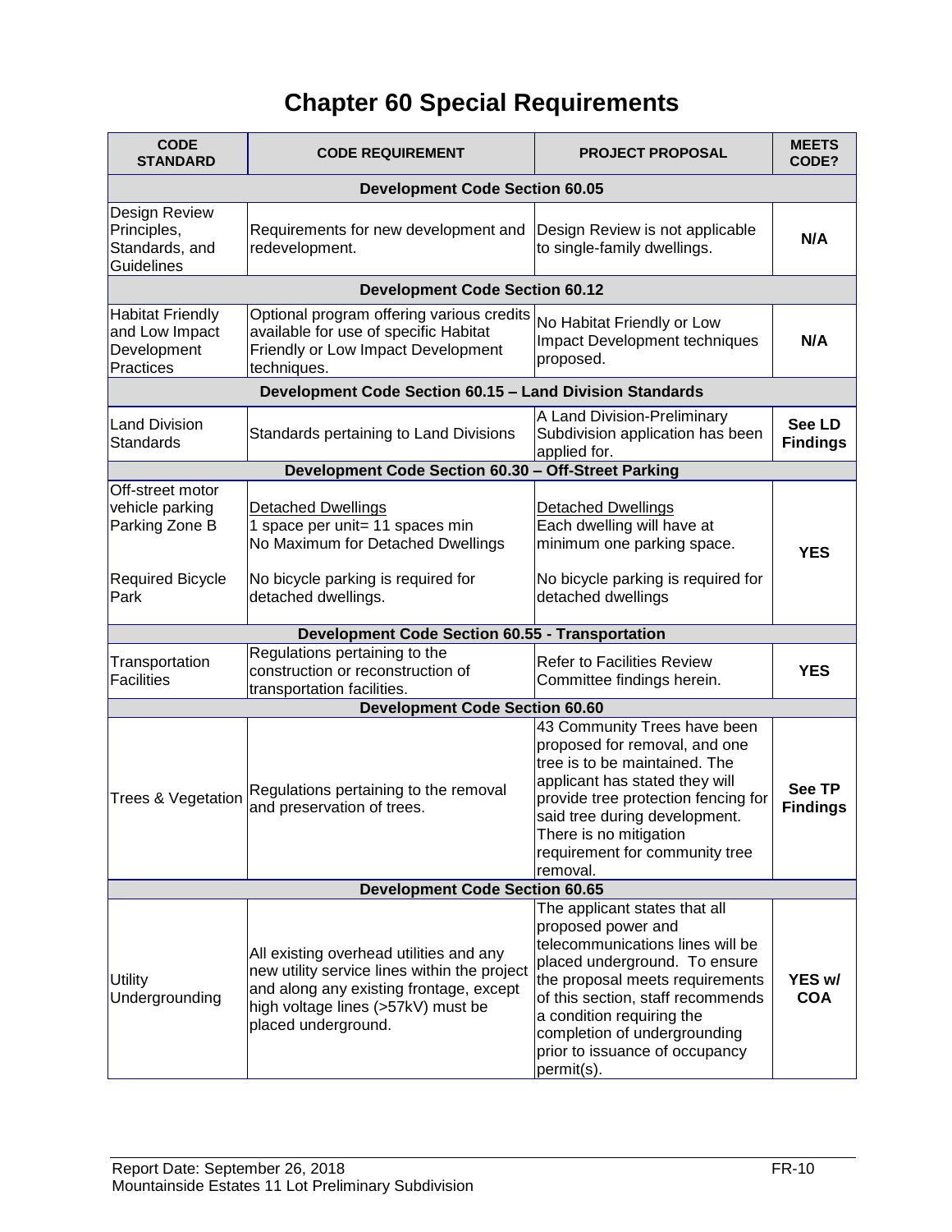# Chapter 60 Special Requirements

| CODE STANDARD | CODE REQUIREMENT | PROJECT PROPOSAL | MEETS CODE? |
|---|---|---|---|
| **Development Code Section 60.05** | | | |
| Design Review Principles, Standards, and Guidelines | Requirements for new development and redevelopment. | Design Review is not applicable to single-family dwellings. | **N/A** |
| **Development Code Section 60.12** | | | |
| Habitat Friendly and Low Impact Development Practices | Optional program offering various credits available for use of specific Habitat Friendly or Low Impact Development techniques. | No Habitat Friendly or Low Impact Development techniques proposed. | **N/A** |
| **Development Code Section 60.15 – Land Division Standards** | | | |
| Land Division Standards | Standards pertaining to Land Divisions | A Land Division-Preliminary Subdivision application has been applied for. | **See LD Findings** |
| **Development Code Section 60.30 – Off-Street Parking** | | | |
| Off-street motor vehicle parking Parking Zone B<br><br>Required Bicycle Park | Detached Dwellings<br>1 space per unit= 11 spaces min<br>No Maximum for Detached Dwellings<br><br>No bicycle parking is required for detached dwellings. | Detached Dwellings<br>Each dwelling will have at minimum one parking space.<br><br>No bicycle parking is required for detached dwellings | **YES** |
| **Development Code Section 60.55 - Transportation** | | | |
| Transportation Facilities | Regulations pertaining to the construction or reconstruction of transportation facilities. | Refer to Facilities Review Committee findings herein. | **YES** |
| **Development Code Section 60.60** | | | |
| Trees & Vegetation | Regulations pertaining to the removal and preservation of trees. | 43 Community Trees have been proposed for removal, and one tree is to be maintained. The applicant has stated they will provide tree protection fencing for said tree during development. There is no mitigation requirement for community tree removal. | **See TP Findings** |
| **Development Code Section 60.65** | | | |
| Utility Undergrounding | All existing overhead utilities and any new utility service lines within the project and along any existing frontage, except high voltage lines (>57kV) must be placed underground. | The applicant states that all proposed power and telecommunications lines will be placed underground. To ensure the proposal meets requirements of this section, staff recommends a condition requiring the completion of undergrounding prior to issuance of occupancy permit(s). | **YES w/ COA** |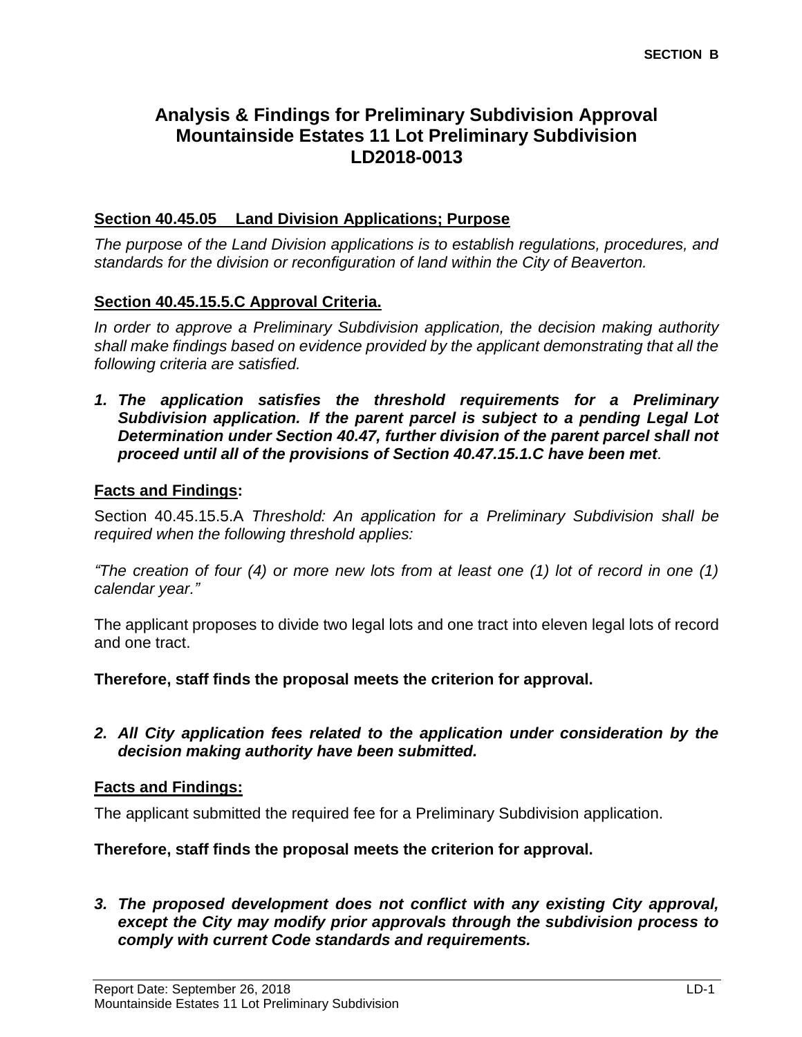SECTION B

# Analysis & Findings for Preliminary Subdivision Approval
# Mountainside Estates 11 Lot Preliminary Subdivision
# LD2018-0013

**Section 40.45.05 Land Division Applications; Purpose**

*The purpose of the Land Division applications is to establish regulations, procedures, and standards for the division or reconfiguration of land within the City of Beaverton.*

**Section 40.45.15.5.C Approval Criteria.**

*In order to approve a Preliminary Subdivision application, the decision making authority shall make findings based on evidence provided by the applicant demonstrating that all the following criteria are satisfied.*

1. ***The application satisfies the threshold requirements for a Preliminary Subdivision application. If the parent parcel is subject to a pending Legal Lot Determination under Section 40.47, further division of the parent parcel shall not proceed until all of the provisions of Section 40.47.15.1.C have been met*.**

**Facts and Findings:**

Section 40.45.15.5.A *Threshold: An application for a Preliminary Subdivision shall be required when the following threshold applies:*

*"The creation of four (4) or more new lots from at least one (1) lot of record in one (1) calendar year."*

The applicant proposes to divide two legal lots and one tract into eleven legal lots of record and one tract.

**Therefore, staff finds the proposal meets the criterion for approval.**

2. ***All City application fees related to the application under consideration by the decision making authority have been submitted.***

**Facts and Findings:**

The applicant submitted the required fee for a Preliminary Subdivision application.

**Therefore, staff finds the proposal meets the criterion for approval.**

3. ***The proposed development does not conflict with any existing City approval, except the City may modify prior approvals through the subdivision process to comply with current Code standards and requirements.***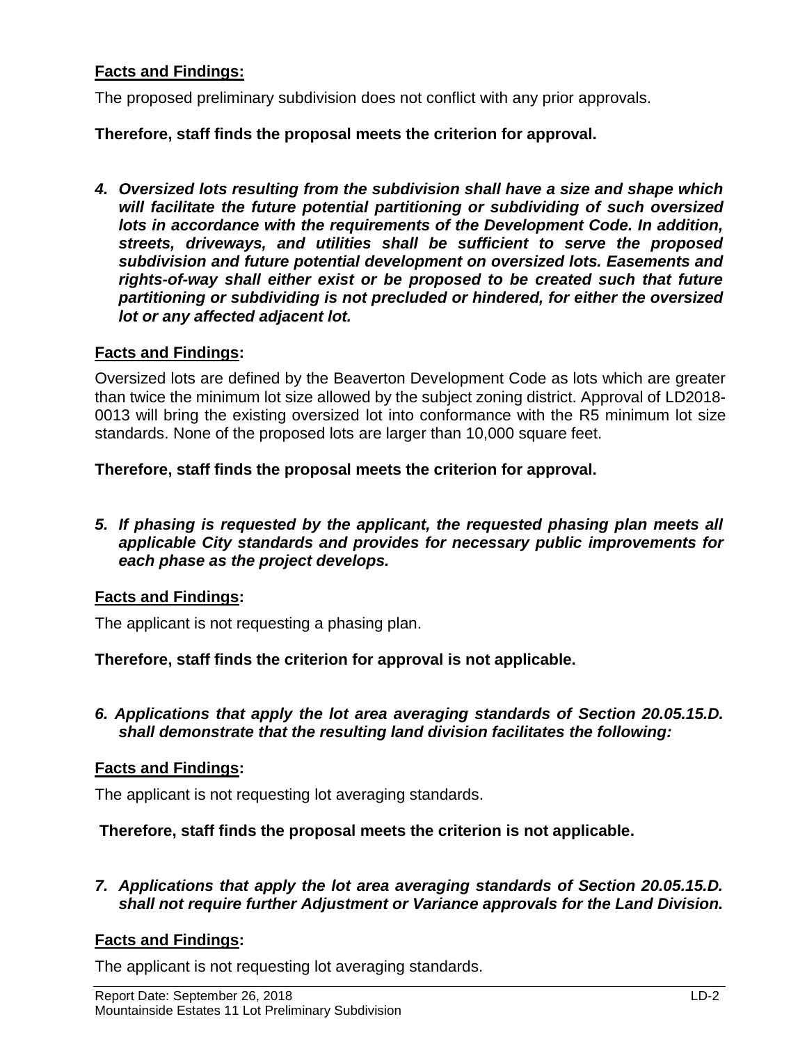**Facts and Findings:**

The proposed preliminary subdivision does not conflict with any prior approvals.

**Therefore, staff finds the proposal meets the criterion for approval.**

4. ***Oversized lots resulting from the subdivision shall have a size and shape which will facilitate the future potential partitioning or subdividing of such oversized lots in accordance with the requirements of the Development Code. In addition, streets, driveways, and utilities shall be sufficient to serve the proposed subdivision and future potential development on oversized lots. Easements and rights-of-way shall either exist or be proposed to be created such that future partitioning or subdividing is not precluded or hindered, for either the oversized lot or any affected adjacent lot.***

**Facts and Findings:**

Oversized lots are defined by the Beaverton Development Code as lots which are greater than twice the minimum lot size allowed by the subject zoning district. Approval of LD2018-0013 will bring the existing oversized lot into conformance with the R5 minimum lot size standards. None of the proposed lots are larger than 10,000 square feet.

**Therefore, staff finds the proposal meets the criterion for approval.**

5. ***If phasing is requested by the applicant, the requested phasing plan meets all applicable City standards and provides for necessary public improvements for each phase as the project develops.***

**Facts and Findings:**

The applicant is not requesting a phasing plan.

**Therefore, staff finds the criterion for approval is not applicable.**

6. ***Applications that apply the lot area averaging standards of Section 20.05.15.D. shall demonstrate that the resulting land division facilitates the following:***

**Facts and Findings:**

The applicant is not requesting lot averaging standards.

**Therefore, staff finds the proposal meets the criterion is not applicable.**

7. ***Applications that apply the lot area averaging standards of Section 20.05.15.D. shall not require further Adjustment or Variance approvals for the Land Division.***

**Facts and Findings:**

The applicant is not requesting lot averaging standards.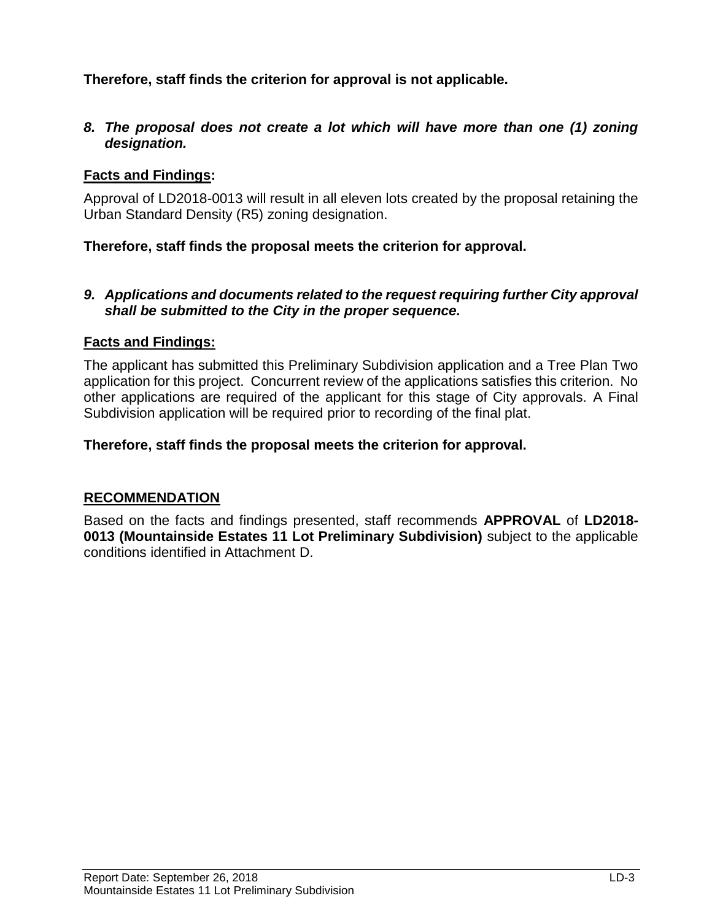**Therefore, staff finds the criterion for approval is not applicable.**

8. ***The proposal does not create a lot which will have more than one (1) zoning designation.***

**Facts and Findings:**

Approval of LD2018-0013 will result in all eleven lots created by the proposal retaining the Urban Standard Density (R5) zoning designation.

**Therefore, staff finds the proposal meets the criterion for approval.**

9. ***Applications and documents related to the request requiring further City approval shall be submitted to the City in the proper sequence.***

**Facts and Findings:**

The applicant has submitted this Preliminary Subdivision application and a Tree Plan Two application for this project. Concurrent review of the applications satisfies this criterion. No other applications are required of the applicant for this stage of City approvals. A Final Subdivision application will be required prior to recording of the final plat.

**Therefore, staff finds the proposal meets the criterion for approval.**

## RECOMMENDATION

Based on the facts and findings presented, staff recommends **APPROVAL** of **LD2018-0013 (Mountainside Estates 11 Lot Preliminary Subdivision)** subject to the applicable conditions identified in Attachment D.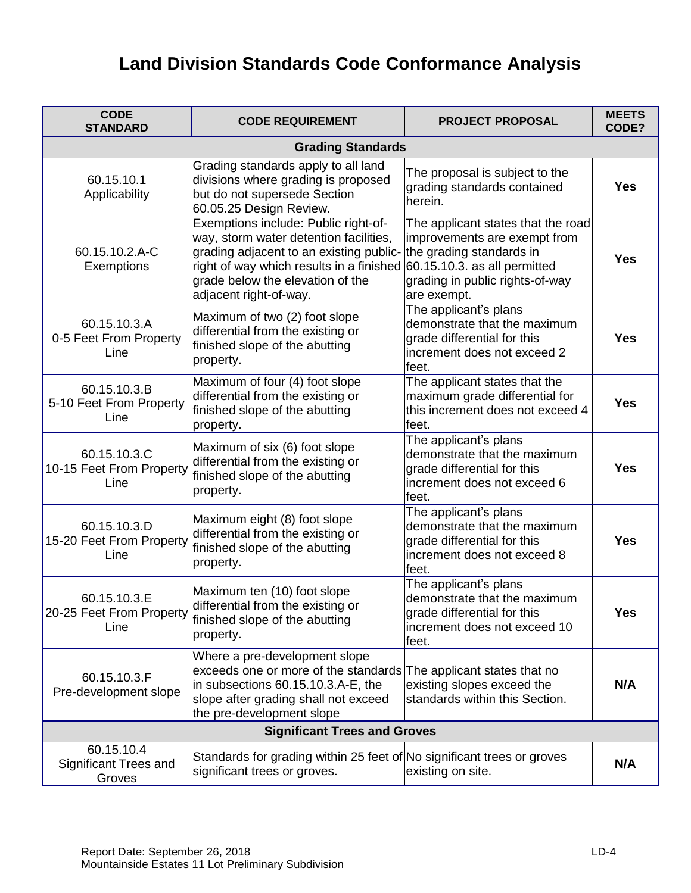# Land Division Standards Code Conformance Analysis

| CODE STANDARD | CODE REQUIREMENT | PROJECT PROPOSAL | MEETS CODE? |
|---|---|---|---|
| **Grading Standards** | | | |
| 60.15.10.1 Applicability | Grading standards apply to all land divisions where grading is proposed but do not supersede Section 60.05.25 Design Review. | The proposal is subject to the grading standards contained herein. | **Yes** |
| 60.15.10.2.A-C Exemptions | Exemptions include: Public right-of-way, storm water detention facilities, grading adjacent to an existing public-right of way which results in a finished grade below the elevation of the adjacent right-of-way. | The applicant states that the road improvements are exempt from the grading standards in 60.15.10.3. as all permitted grading in public rights-of-way are exempt. | **Yes** |
| 60.15.10.3.A 0-5 Feet From Property Line | Maximum of two (2) foot slope differential from the existing or finished slope of the abutting property. | The applicant's plans demonstrate that the maximum grade differential for this increment does not exceed 2 feet. | **Yes** |
| 60.15.10.3.B 5-10 Feet From Property Line | Maximum of four (4) foot slope differential from the existing or finished slope of the abutting property. | The applicant states that the maximum grade differential for this increment does not exceed 4 feet. | **Yes** |
| 60.15.10.3.C 10-15 Feet From Property Line | Maximum of six (6) foot slope differential from the existing or finished slope of the abutting property. | The applicant's plans demonstrate that the maximum grade differential for this increment does not exceed 6 feet. | **Yes** |
| 60.15.10.3.D 15-20 Feet From Property Line | Maximum eight (8) foot slope differential from the existing or finished slope of the abutting property. | The applicant's plans demonstrate that the maximum grade differential for this increment does not exceed 8 feet. | **Yes** |
| 60.15.10.3.E 20-25 Feet From Property Line | Maximum ten (10) foot slope differential from the existing or finished slope of the abutting property. | The applicant's plans demonstrate that the maximum grade differential for this increment does not exceed 10 feet. | **Yes** |
| 60.15.10.3.F Pre-development slope | Where a pre-development slope exceeds one or more of the standards in subsections 60.15.10.3.A-E, the slope after grading shall not exceed the pre-development slope | The applicant states that no existing slopes exceed the standards within this Section. | **N/A** |
| **Significant Trees and Groves** | | | |
| 60.15.10.4 Significant Trees and Groves | Standards for grading within 25 feet of significant trees or groves. | No significant trees or groves existing on site. | **N/A** |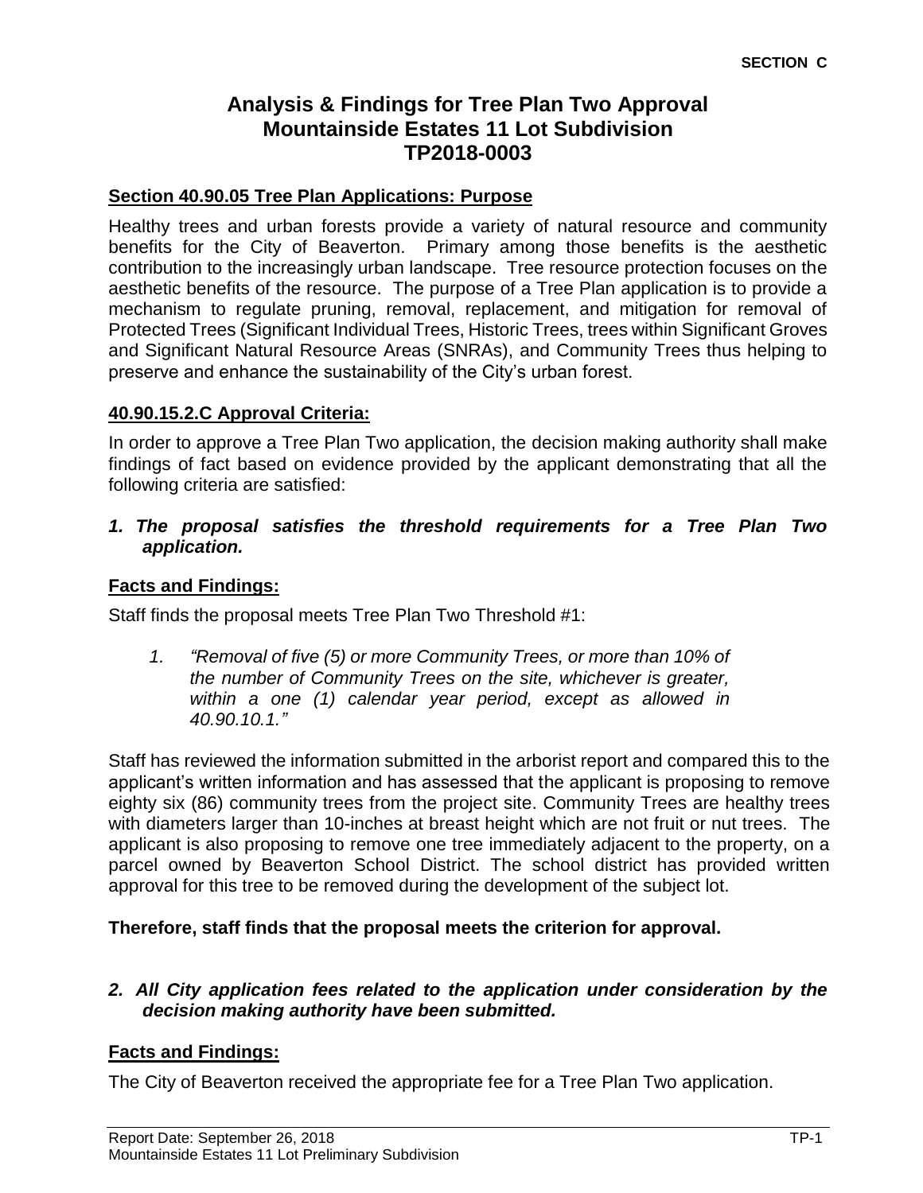**SECTION C**

# Analysis & Findings for Tree Plan Two Approval
# Mountainside Estates 11 Lot Subdivision
# TP2018-0003

## Section 40.90.05 Tree Plan Applications: Purpose

Healthy trees and urban forests provide a variety of natural resource and community benefits for the City of Beaverton. Primary among those benefits is the aesthetic contribution to the increasingly urban landscape. Tree resource protection focuses on the aesthetic benefits of the resource. The purpose of a Tree Plan application is to provide a mechanism to regulate pruning, removal, replacement, and mitigation for removal of Protected Trees (Significant Individual Trees, Historic Trees, trees within Significant Groves and Significant Natural Resource Areas (SNRAs), and Community Trees thus helping to preserve and enhance the sustainability of the City's urban forest.

## 40.90.15.2.C Approval Criteria:

In order to approve a Tree Plan Two application, the decision making authority shall make findings of fact based on evidence provided by the applicant demonstrating that all the following criteria are satisfied:

***1. The proposal satisfies the threshold requirements for a Tree Plan Two application.***

**Facts and Findings:**

Staff finds the proposal meets Tree Plan Two Threshold #1:

> *1. "Removal of five (5) or more Community Trees, or more than 10% of the number of Community Trees on the site, whichever is greater, within a one (1) calendar year period, except as allowed in 40.90.10.1."*

Staff has reviewed the information submitted in the arborist report and compared this to the applicant's written information and has assessed that the applicant is proposing to remove eighty six (86) community trees from the project site. Community Trees are healthy trees with diameters larger than 10-inches at breast height which are not fruit or nut trees. The applicant is also proposing to remove one tree immediately adjacent to the property, on a parcel owned by Beaverton School District. The school district has provided written approval for this tree to be removed during the development of the subject lot.

**Therefore, staff finds that the proposal meets the criterion for approval.**

***2. All City application fees related to the application under consideration by the decision making authority have been submitted.***

**Facts and Findings:**

The City of Beaverton received the appropriate fee for a Tree Plan Two application.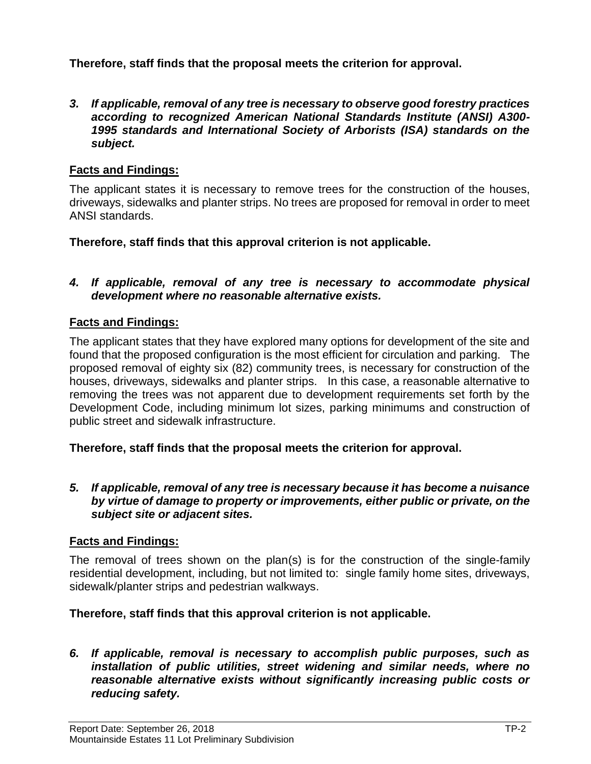**Therefore, staff finds that the proposal meets the criterion for approval.**

***3. If applicable, removal of any tree is necessary to observe good forestry practices according to recognized American National Standards Institute (ANSI) A300-1995 standards and International Society of Arborists (ISA) standards on the subject.***

**Facts and Findings:**

The applicant states it is necessary to remove trees for the construction of the houses, driveways, sidewalks and planter strips. No trees are proposed for removal in order to meet ANSI standards.

**Therefore, staff finds that this approval criterion is not applicable.**

***4. If applicable, removal of any tree is necessary to accommodate physical development where no reasonable alternative exists.***

**Facts and Findings:**

The applicant states that they have explored many options for development of the site and found that the proposed configuration is the most efficient for circulation and parking. The proposed removal of eighty six (82) community trees, is necessary for construction of the houses, driveways, sidewalks and planter strips. In this case, a reasonable alternative to removing the trees was not apparent due to development requirements set forth by the Development Code, including minimum lot sizes, parking minimums and construction of public street and sidewalk infrastructure.

**Therefore, staff finds that the proposal meets the criterion for approval.**

***5. If applicable, removal of any tree is necessary because it has become a nuisance by virtue of damage to property or improvements, either public or private, on the subject site or adjacent sites.***

**Facts and Findings:**

The removal of trees shown on the plan(s) is for the construction of the single-family residential development, including, but not limited to: single family home sites, driveways, sidewalk/planter strips and pedestrian walkways.

**Therefore, staff finds that this approval criterion is not applicable.**

***6. If applicable, removal is necessary to accomplish public purposes, such as installation of public utilities, street widening and similar needs, where no reasonable alternative exists without significantly increasing public costs or reducing safety.***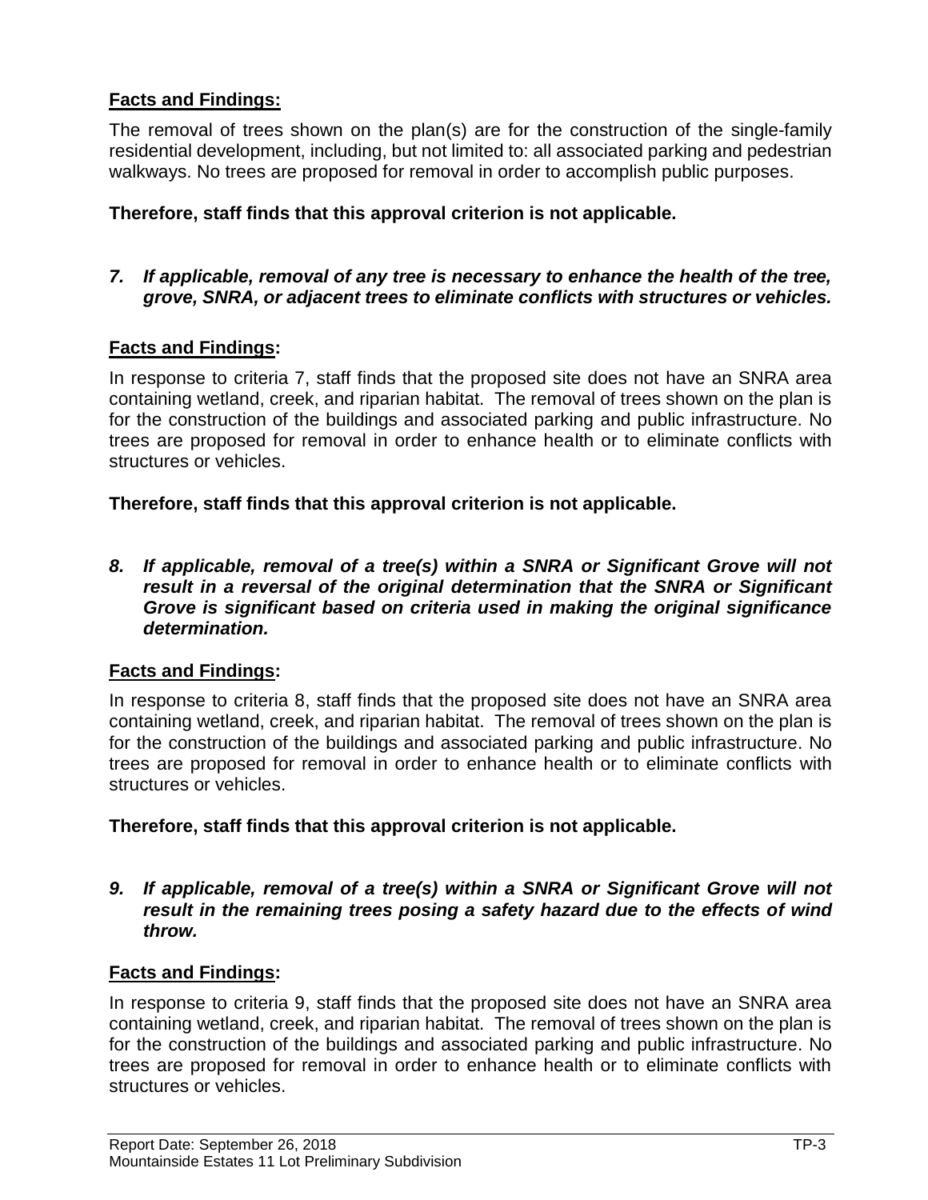**Facts and Findings:**

The removal of trees shown on the plan(s) are for the construction of the single-family residential development, including, but not limited to: all associated parking and pedestrian walkways. No trees are proposed for removal in order to accomplish public purposes.

**Therefore, staff finds that this approval criterion is not applicable.**

7. ***If applicable, removal of any tree is necessary to enhance the health of the tree, grove, SNRA, or adjacent trees to eliminate conflicts with structures or vehicles.***

**Facts and Findings:**

In response to criteria 7, staff finds that the proposed site does not have an SNRA area containing wetland, creek, and riparian habitat. The removal of trees shown on the plan is for the construction of the buildings and associated parking and public infrastructure. No trees are proposed for removal in order to enhance health or to eliminate conflicts with structures or vehicles.

**Therefore, staff finds that this approval criterion is not applicable.**

8. ***If applicable, removal of a tree(s) within a SNRA or Significant Grove will not result in a reversal of the original determination that the SNRA or Significant Grove is significant based on criteria used in making the original significance determination.***

**Facts and Findings:**

In response to criteria 8, staff finds that the proposed site does not have an SNRA area containing wetland, creek, and riparian habitat. The removal of trees shown on the plan is for the construction of the buildings and associated parking and public infrastructure. No trees are proposed for removal in order to enhance health or to eliminate conflicts with structures or vehicles.

**Therefore, staff finds that this approval criterion is not applicable.**

9. ***If applicable, removal of a tree(s) within a SNRA or Significant Grove will not result in the remaining trees posing a safety hazard due to the effects of wind throw.***

**Facts and Findings:**

In response to criteria 9, staff finds that the proposed site does not have an SNRA area containing wetland, creek, and riparian habitat. The removal of trees shown on the plan is for the construction of the buildings and associated parking and public infrastructure. No trees are proposed for removal in order to enhance health or to eliminate conflicts with structures or vehicles.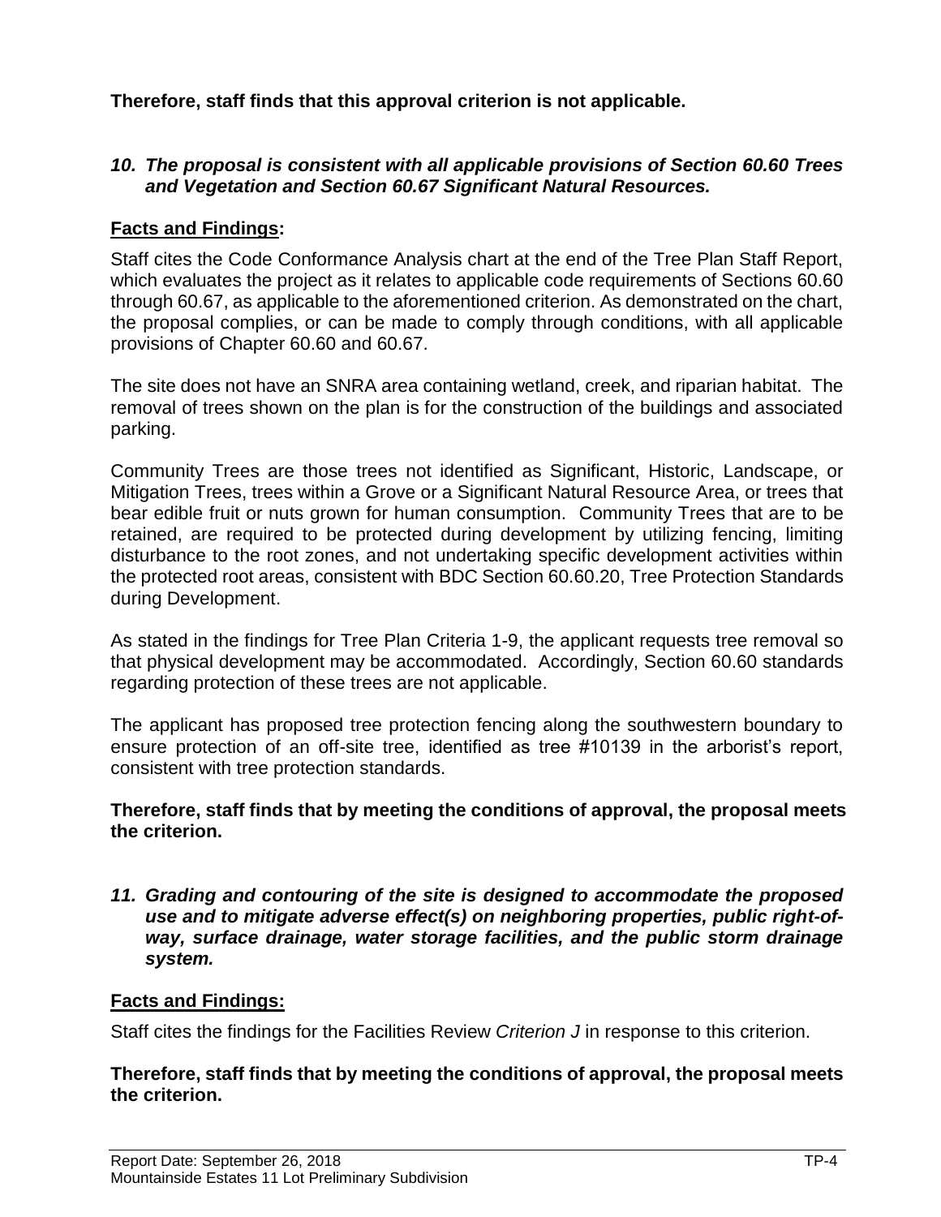**Therefore, staff finds that this approval criterion is not applicable.**

***10. The proposal is consistent with all applicable provisions of Section 60.60 Trees and Vegetation and Section 60.67 Significant Natural Resources.***

**Facts and Findings:**

Staff cites the Code Conformance Analysis chart at the end of the Tree Plan Staff Report, which evaluates the project as it relates to applicable code requirements of Sections 60.60 through 60.67, as applicable to the aforementioned criterion. As demonstrated on the chart, the proposal complies, or can be made to comply through conditions, with all applicable provisions of Chapter 60.60 and 60.67.

The site does not have an SNRA area containing wetland, creek, and riparian habitat. The removal of trees shown on the plan is for the construction of the buildings and associated parking.

Community Trees are those trees not identified as Significant, Historic, Landscape, or Mitigation Trees, trees within a Grove or a Significant Natural Resource Area, or trees that bear edible fruit or nuts grown for human consumption. Community Trees that are to be retained, are required to be protected during development by utilizing fencing, limiting disturbance to the root zones, and not undertaking specific development activities within the protected root areas, consistent with BDC Section 60.60.20, Tree Protection Standards during Development.

As stated in the findings for Tree Plan Criteria 1-9, the applicant requests tree removal so that physical development may be accommodated. Accordingly, Section 60.60 standards regarding protection of these trees are not applicable.

The applicant has proposed tree protection fencing along the southwestern boundary to ensure protection of an off-site tree, identified as tree #10139 in the arborist's report, consistent with tree protection standards.

**Therefore, staff finds that by meeting the conditions of approval, the proposal meets the criterion.**

***11. Grading and contouring of the site is designed to accommodate the proposed use and to mitigate adverse effect(s) on neighboring properties, public right-of-way, surface drainage, water storage facilities, and the public storm drainage system.***

**Facts and Findings:**

Staff cites the findings for the Facilities Review *Criterion J* in response to this criterion.

**Therefore, staff finds that by meeting the conditions of approval, the proposal meets the criterion.**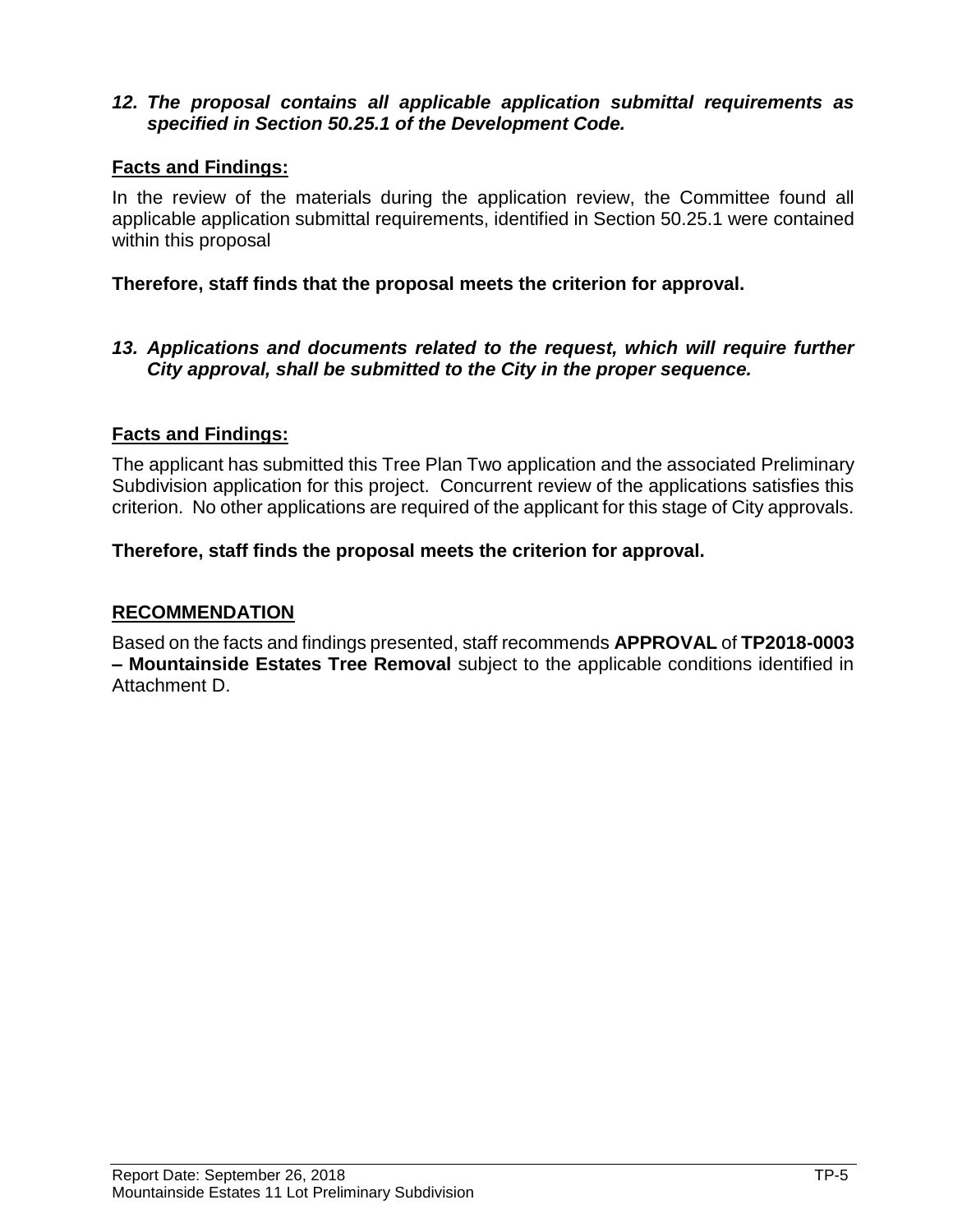***12. The proposal contains all applicable application submittal requirements as specified in Section 50.25.1 of the Development Code.***

**Facts and Findings:**

In the review of the materials during the application review, the Committee found all applicable application submittal requirements, identified in Section 50.25.1 were contained within this proposal

**Therefore, staff finds that the proposal meets the criterion for approval.**

***13. Applications and documents related to the request, which will require further City approval, shall be submitted to the City in the proper sequence.***

**Facts and Findings:**

The applicant has submitted this Tree Plan Two application and the associated Preliminary Subdivision application for this project. Concurrent review of the applications satisfies this criterion. No other applications are required of the applicant for this stage of City approvals.

**Therefore, staff finds the proposal meets the criterion for approval.**

**RECOMMENDATION**

Based on the facts and findings presented, staff recommends **APPROVAL** of **TP2018-0003 – Mountainside Estates Tree Removal** subject to the applicable conditions identified in Attachment D.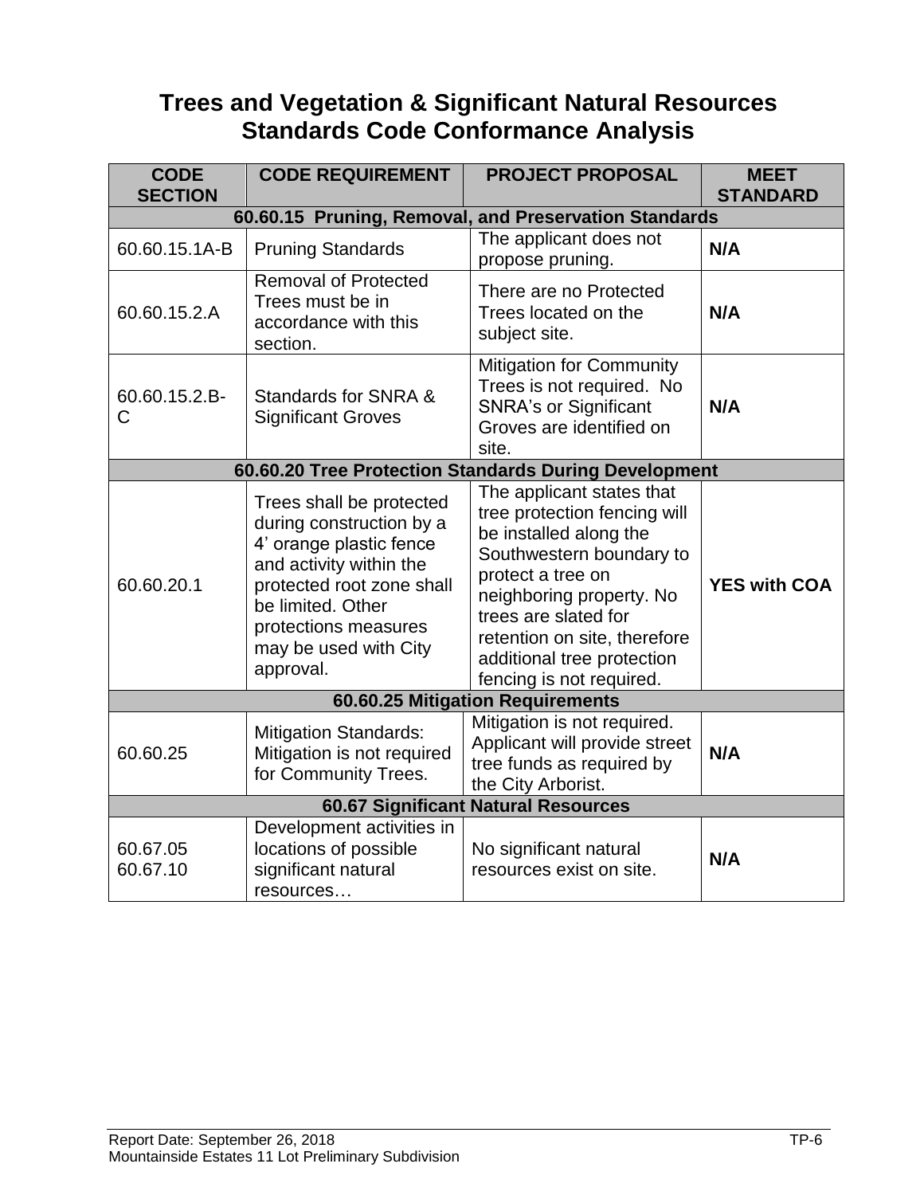# Trees and Vegetation & Significant Natural Resources Standards Code Conformance Analysis

| CODE SECTION | CODE REQUIREMENT | PROJECT PROPOSAL | MEET STANDARD |
|---|---|---|---|
| **60.60.15 Pruning, Removal, and Preservation Standards** | | | |
| 60.60.15.1A-B | Pruning Standards | The applicant does not propose pruning. | **N/A** |
| 60.60.15.2.A | Removal of Protected Trees must be in accordance with this section. | There are no Protected Trees located on the subject site. | **N/A** |
| 60.60.15.2.B-C | Standards for SNRA & Significant Groves | Mitigation for Community Trees is not required. No SNRA's or Significant Groves are identified on site. | **N/A** |
| **60.60.20 Tree Protection Standards During Development** | | | |
| 60.60.20.1 | Trees shall be protected during construction by a 4' orange plastic fence and activity within the protected root zone shall be limited. Other protections measures may be used with City approval. | The applicant states that tree protection fencing will be installed along the Southwestern boundary to protect a tree on neighboring property. No trees are slated for retention on site, therefore additional tree protection fencing is not required. | **YES with COA** |
| **60.60.25 Mitigation Requirements** | | | |
| 60.60.25 | Mitigation Standards: Mitigation is not required for Community Trees. | Mitigation is not required. Applicant will provide street tree funds as required by the City Arborist. | **N/A** |
| **60.67 Significant Natural Resources** | | | |
| 60.67.05 60.67.10 | Development activities in locations of possible significant natural resources… | No significant natural resources exist on site. | **N/A** |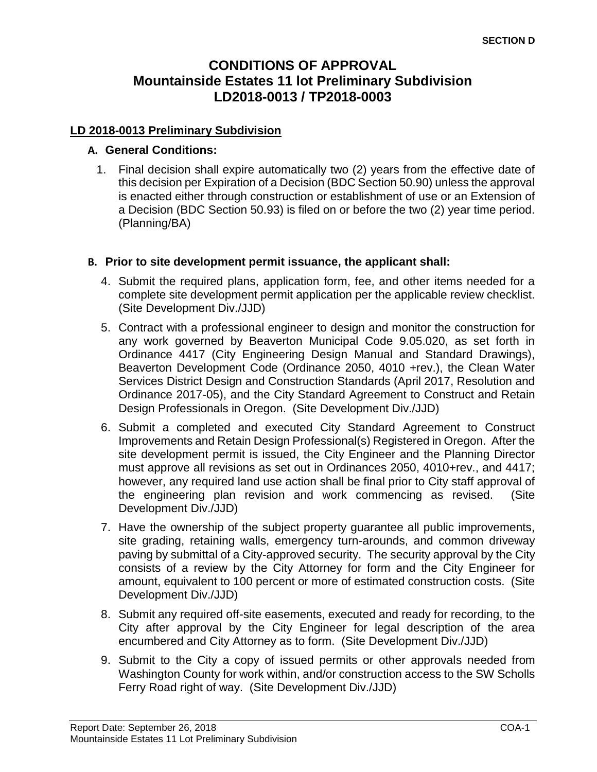**SECTION D**

# CONDITIONS OF APPROVAL
## Mountainside Estates 11 lot Preliminary Subdivision
## LD2018-0013 / TP2018-0003

### LD 2018-0013 Preliminary Subdivision

**A. General Conditions:**

1. Final decision shall expire automatically two (2) years from the effective date of this decision per Expiration of a Decision (BDC Section 50.90) unless the approval is enacted either through construction or establishment of use or an Extension of a Decision (BDC Section 50.93) is filed on or before the two (2) year time period. (Planning/BA)

**B. Prior to site development permit issuance, the applicant shall:**

4. Submit the required plans, application form, fee, and other items needed for a complete site development permit application per the applicable review checklist. (Site Development Div./JJD)

5. Contract with a professional engineer to design and monitor the construction for any work governed by Beaverton Municipal Code 9.05.020, as set forth in Ordinance 4417 (City Engineering Design Manual and Standard Drawings), Beaverton Development Code (Ordinance 2050, 4010 +rev.), the Clean Water Services District Design and Construction Standards (April 2017, Resolution and Ordinance 2017-05), and the City Standard Agreement to Construct and Retain Design Professionals in Oregon. (Site Development Div./JJD)

6. Submit a completed and executed City Standard Agreement to Construct Improvements and Retain Design Professional(s) Registered in Oregon. After the site development permit is issued, the City Engineer and the Planning Director must approve all revisions as set out in Ordinances 2050, 4010+rev., and 4417; however, any required land use action shall be final prior to City staff approval of the engineering plan revision and work commencing as revised. (Site Development Div./JJD)

7. Have the ownership of the subject property guarantee all public improvements, site grading, retaining walls, emergency turn-arounds, and common driveway paving by submittal of a City-approved security. The security approval by the City consists of a review by the City Attorney for form and the City Engineer for amount, equivalent to 100 percent or more of estimated construction costs. (Site Development Div./JJD)

8. Submit any required off-site easements, executed and ready for recording, to the City after approval by the City Engineer for legal description of the area encumbered and City Attorney as to form. (Site Development Div./JJD)

9. Submit to the City a copy of issued permits or other approvals needed from Washington County for work within, and/or construction access to the SW Scholls Ferry Road right of way. (Site Development Div./JJD)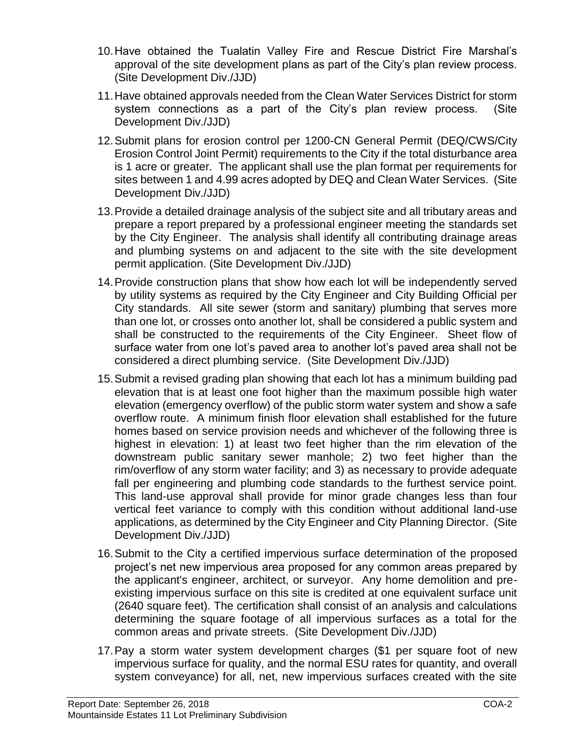10. Have obtained the Tualatin Valley Fire and Rescue District Fire Marshal's approval of the site development plans as part of the City's plan review process. (Site Development Div./JJD)

11. Have obtained approvals needed from the Clean Water Services District for storm system connections as a part of the City's plan review process. (Site Development Div./JJD)

12. Submit plans for erosion control per 1200-CN General Permit (DEQ/CWS/City Erosion Control Joint Permit) requirements to the City if the total disturbance area is 1 acre or greater. The applicant shall use the plan format per requirements for sites between 1 and 4.99 acres adopted by DEQ and Clean Water Services. (Site Development Div./JJD)

13. Provide a detailed drainage analysis of the subject site and all tributary areas and prepare a report prepared by a professional engineer meeting the standards set by the City Engineer. The analysis shall identify all contributing drainage areas and plumbing systems on and adjacent to the site with the site development permit application. (Site Development Div./JJD)

14. Provide construction plans that show how each lot will be independently served by utility systems as required by the City Engineer and City Building Official per City standards. All site sewer (storm and sanitary) plumbing that serves more than one lot, or crosses onto another lot, shall be considered a public system and shall be constructed to the requirements of the City Engineer. Sheet flow of surface water from one lot's paved area to another lot's paved area shall not be considered a direct plumbing service. (Site Development Div./JJD)

15. Submit a revised grading plan showing that each lot has a minimum building pad elevation that is at least one foot higher than the maximum possible high water elevation (emergency overflow) of the public storm water system and show a safe overflow route. A minimum finish floor elevation shall established for the future homes based on service provision needs and whichever of the following three is highest in elevation: 1) at least two feet higher than the rim elevation of the downstream public sanitary sewer manhole; 2) two feet higher than the rim/overflow of any storm water facility; and 3) as necessary to provide adequate fall per engineering and plumbing code standards to the furthest service point. This land-use approval shall provide for minor grade changes less than four vertical feet variance to comply with this condition without additional land-use applications, as determined by the City Engineer and City Planning Director. (Site Development Div./JJD)

16. Submit to the City a certified impervious surface determination of the proposed project's net new impervious area proposed for any common areas prepared by the applicant's engineer, architect, or surveyor. Any home demolition and pre-existing impervious surface on this site is credited at one equivalent surface unit (2640 square feet). The certification shall consist of an analysis and calculations determining the square footage of all impervious surfaces as a total for the common areas and private streets. (Site Development Div./JJD)

17. Pay a storm water system development charges ($1 per square foot of new impervious surface for quality, and the normal ESU rates for quantity, and overall system conveyance) for all, net, new impervious surfaces created with the site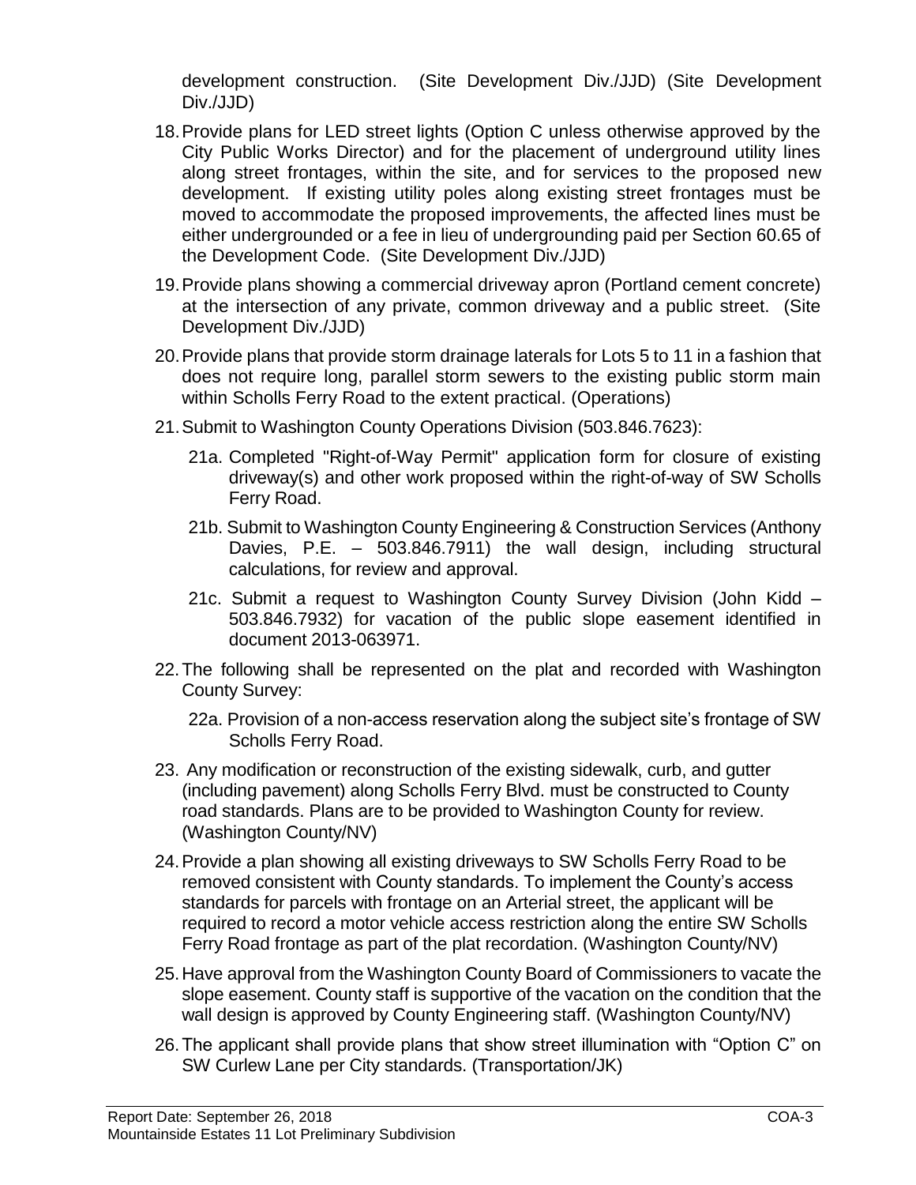development construction. (Site Development Div./JJD) (Site Development Div./JJD)

18. Provide plans for LED street lights (Option C unless otherwise approved by the City Public Works Director) and for the placement of underground utility lines along street frontages, within the site, and for services to the proposed new development. If existing utility poles along existing street frontages must be moved to accommodate the proposed improvements, the affected lines must be either undergrounded or a fee in lieu of undergrounding paid per Section 60.65 of the Development Code. (Site Development Div./JJD)

19. Provide plans showing a commercial driveway apron (Portland cement concrete) at the intersection of any private, common driveway and a public street. (Site Development Div./JJD)

20. Provide plans that provide storm drainage laterals for Lots 5 to 11 in a fashion that does not require long, parallel storm sewers to the existing public storm main within Scholls Ferry Road to the extent practical. (Operations)

21. Submit to Washington County Operations Division (503.846.7623):

    21a. Completed "Right-of-Way Permit" application form for closure of existing driveway(s) and other work proposed within the right-of-way of SW Scholls Ferry Road.

    21b. Submit to Washington County Engineering & Construction Services (Anthony Davies, P.E. – 503.846.7911) the wall design, including structural calculations, for review and approval.

    21c. Submit a request to Washington County Survey Division (John Kidd – 503.846.7932) for vacation of the public slope easement identified in document 2013-063971.

22. The following shall be represented on the plat and recorded with Washington County Survey:

    22a. Provision of a non-access reservation along the subject site's frontage of SW Scholls Ferry Road.

23. Any modification or reconstruction of the existing sidewalk, curb, and gutter (including pavement) along Scholls Ferry Blvd. must be constructed to County road standards. Plans are to be provided to Washington County for review. (Washington County/NV)

24. Provide a plan showing all existing driveways to SW Scholls Ferry Road to be removed consistent with County standards. To implement the County's access standards for parcels with frontage on an Arterial street, the applicant will be required to record a motor vehicle access restriction along the entire SW Scholls Ferry Road frontage as part of the plat recordation. (Washington County/NV)

25. Have approval from the Washington County Board of Commissioners to vacate the slope easement. County staff is supportive of the vacation on the condition that the wall design is approved by County Engineering staff. (Washington County/NV)

26. The applicant shall provide plans that show street illumination with "Option C" on SW Curlew Lane per City standards. (Transportation/JK)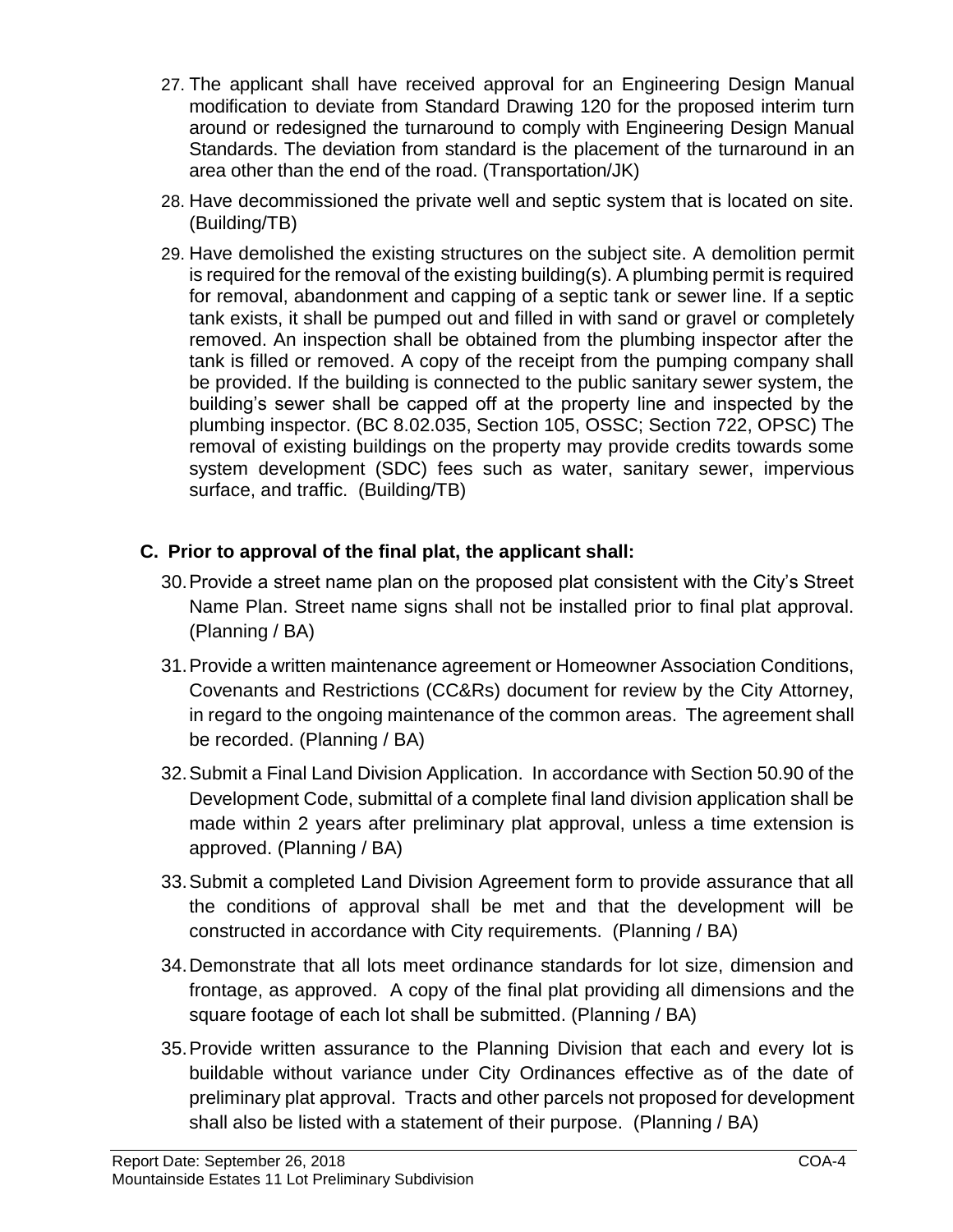27. The applicant shall have received approval for an Engineering Design Manual modification to deviate from Standard Drawing 120 for the proposed interim turn around or redesigned the turnaround to comply with Engineering Design Manual Standards. The deviation from standard is the placement of the turnaround in an area other than the end of the road. (Transportation/JK)

28. Have decommissioned the private well and septic system that is located on site. (Building/TB)

29. Have demolished the existing structures on the subject site. A demolition permit is required for the removal of the existing building(s). A plumbing permit is required for removal, abandonment and capping of a septic tank or sewer line. If a septic tank exists, it shall be pumped out and filled in with sand or gravel or completely removed. An inspection shall be obtained from the plumbing inspector after the tank is filled or removed. A copy of the receipt from the pumping company shall be provided. If the building is connected to the public sanitary sewer system, the building's sewer shall be capped off at the property line and inspected by the plumbing inspector. (BC 8.02.035, Section 105, OSSC; Section 722, OPSC) The removal of existing buildings on the property may provide credits towards some system development (SDC) fees such as water, sanitary sewer, impervious surface, and traffic. (Building/TB)

## C. Prior to approval of the final plat, the applicant shall:

30. Provide a street name plan on the proposed plat consistent with the City's Street Name Plan. Street name signs shall not be installed prior to final plat approval. (Planning / BA)

31. Provide a written maintenance agreement or Homeowner Association Conditions, Covenants and Restrictions (CC&Rs) document for review by the City Attorney, in regard to the ongoing maintenance of the common areas. The agreement shall be recorded. (Planning / BA)

32. Submit a Final Land Division Application. In accordance with Section 50.90 of the Development Code, submittal of a complete final land division application shall be made within 2 years after preliminary plat approval, unless a time extension is approved. (Planning / BA)

33. Submit a completed Land Division Agreement form to provide assurance that all the conditions of approval shall be met and that the development will be constructed in accordance with City requirements. (Planning / BA)

34. Demonstrate that all lots meet ordinance standards for lot size, dimension and frontage, as approved. A copy of the final plat providing all dimensions and the square footage of each lot shall be submitted. (Planning / BA)

35. Provide written assurance to the Planning Division that each and every lot is buildable without variance under City Ordinances effective as of the date of preliminary plat approval. Tracts and other parcels not proposed for development shall also be listed with a statement of their purpose. (Planning / BA)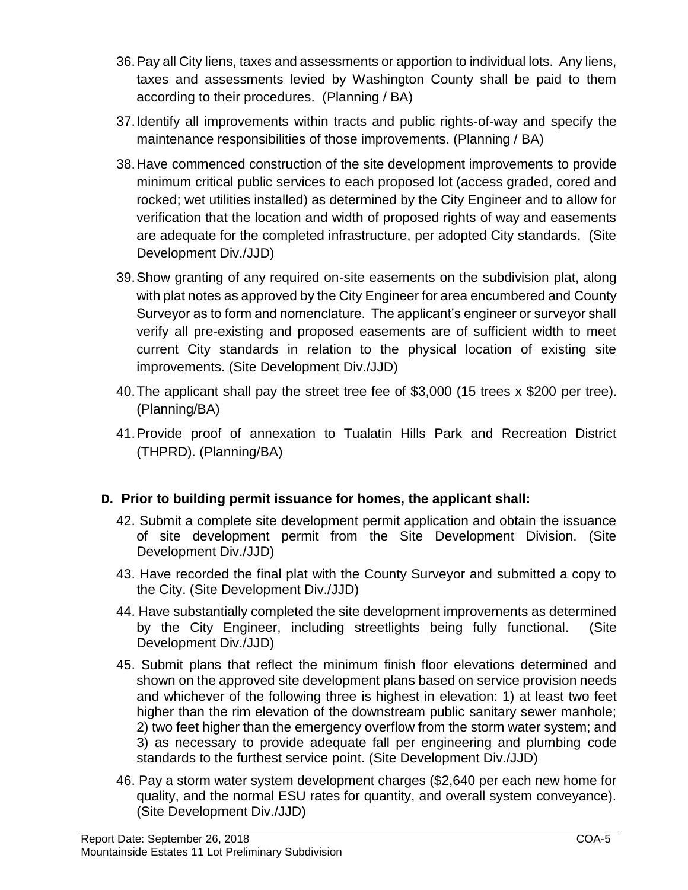36. Pay all City liens, taxes and assessments or apportion to individual lots. Any liens, taxes and assessments levied by Washington County shall be paid to them according to their procedures. (Planning / BA)

37. Identify all improvements within tracts and public rights-of-way and specify the maintenance responsibilities of those improvements. (Planning / BA)

38. Have commenced construction of the site development improvements to provide minimum critical public services to each proposed lot (access graded, cored and rocked; wet utilities installed) as determined by the City Engineer and to allow for verification that the location and width of proposed rights of way and easements are adequate for the completed infrastructure, per adopted City standards. (Site Development Div./JJD)

39. Show granting of any required on-site easements on the subdivision plat, along with plat notes as approved by the City Engineer for area encumbered and County Surveyor as to form and nomenclature. The applicant's engineer or surveyor shall verify all pre-existing and proposed easements are of sufficient width to meet current City standards in relation to the physical location of existing site improvements. (Site Development Div./JJD)

40. The applicant shall pay the street tree fee of $3,000 (15 trees x $200 per tree). (Planning/BA)

41. Provide proof of annexation to Tualatin Hills Park and Recreation District (THPRD). (Planning/BA)

**D. Prior to building permit issuance for homes, the applicant shall:**

42. Submit a complete site development permit application and obtain the issuance of site development permit from the Site Development Division. (Site Development Div./JJD)

43. Have recorded the final plat with the County Surveyor and submitted a copy to the City. (Site Development Div./JJD)

44. Have substantially completed the site development improvements as determined by the City Engineer, including streetlights being fully functional. (Site Development Div./JJD)

45. Submit plans that reflect the minimum finish floor elevations determined and shown on the approved site development plans based on service provision needs and whichever of the following three is highest in elevation: 1) at least two feet higher than the rim elevation of the downstream public sanitary sewer manhole; 2) two feet higher than the emergency overflow from the storm water system; and 3) as necessary to provide adequate fall per engineering and plumbing code standards to the furthest service point. (Site Development Div./JJD)

46. Pay a storm water system development charges ($2,640 per each new home for quality, and the normal ESU rates for quantity, and overall system conveyance). (Site Development Div./JJD)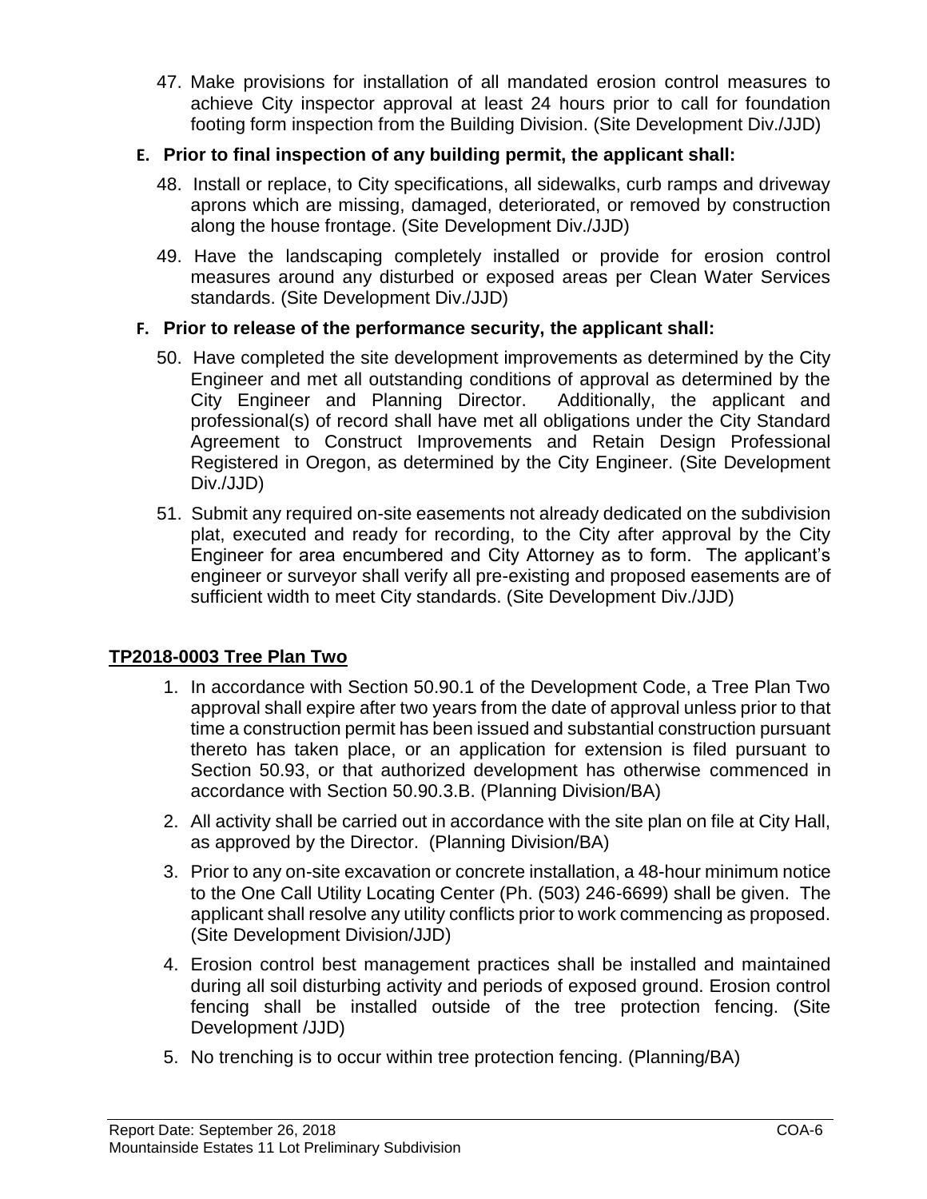47. Make provisions for installation of all mandated erosion control measures to achieve City inspector approval at least 24 hours prior to call for foundation footing form inspection from the Building Division. (Site Development Div./JJD)

**E. Prior to final inspection of any building permit, the applicant shall:**

48. Install or replace, to City specifications, all sidewalks, curb ramps and driveway aprons which are missing, damaged, deteriorated, or removed by construction along the house frontage. (Site Development Div./JJD)

49. Have the landscaping completely installed or provide for erosion control measures around any disturbed or exposed areas per Clean Water Services standards. (Site Development Div./JJD)

**F. Prior to release of the performance security, the applicant shall:**

50. Have completed the site development improvements as determined by the City Engineer and met all outstanding conditions of approval as determined by the City Engineer and Planning Director. Additionally, the applicant and professional(s) of record shall have met all obligations under the City Standard Agreement to Construct Improvements and Retain Design Professional Registered in Oregon, as determined by the City Engineer. (Site Development Div./JJD)

51. Submit any required on-site easements not already dedicated on the subdivision plat, executed and ready for recording, to the City after approval by the City Engineer for area encumbered and City Attorney as to form. The applicant's engineer or surveyor shall verify all pre-existing and proposed easements are of sufficient width to meet City standards. (Site Development Div./JJD)

## TP2018-0003 Tree Plan Two

1. In accordance with Section 50.90.1 of the Development Code, a Tree Plan Two approval shall expire after two years from the date of approval unless prior to that time a construction permit has been issued and substantial construction pursuant thereto has taken place, or an application for extension is filed pursuant to Section 50.93, or that authorized development has otherwise commenced in accordance with Section 50.90.3.B. (Planning Division/BA)

2. All activity shall be carried out in accordance with the site plan on file at City Hall, as approved by the Director. (Planning Division/BA)

3. Prior to any on-site excavation or concrete installation, a 48-hour minimum notice to the One Call Utility Locating Center (Ph. (503) 246-6699) shall be given. The applicant shall resolve any utility conflicts prior to work commencing as proposed. (Site Development Division/JJD)

4. Erosion control best management practices shall be installed and maintained during all soil disturbing activity and periods of exposed ground. Erosion control fencing shall be installed outside of the tree protection fencing. (Site Development /JJD)

5. No trenching is to occur within tree protection fencing. (Planning/BA)